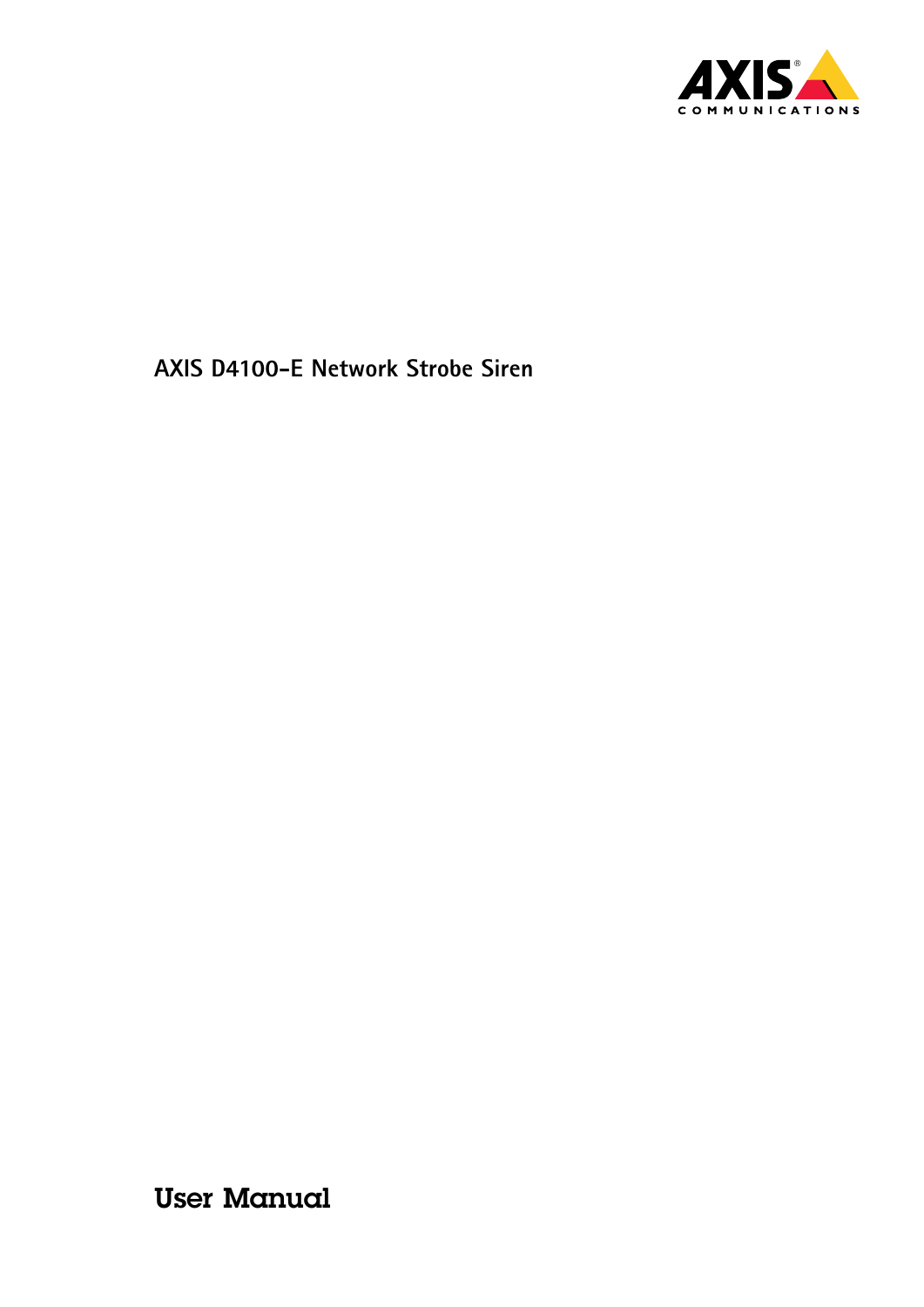# AXIS D4100-E Network Strobe Siren

User Manual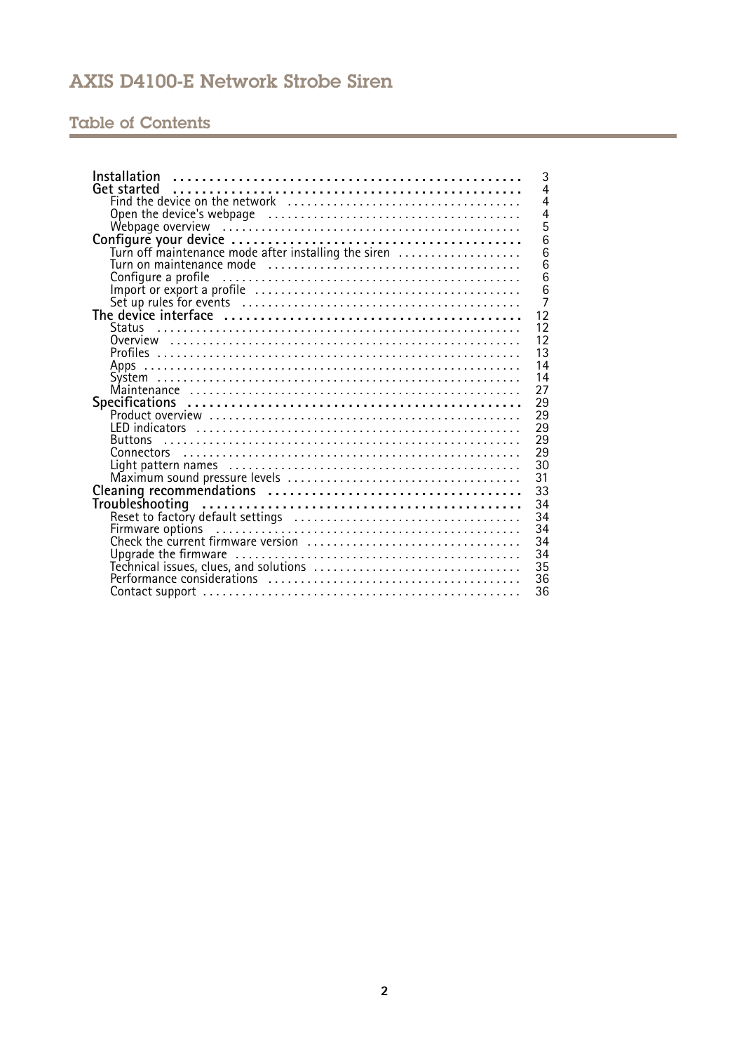# Table of Contents

- **Installation** ... 3
- **Get started** ... 4
  - Find the device on the network ... 4
  - Open the device's webpage ... 4
  - Webpage overview ... 5
- **Configure your device** ... 6
  - Turn off maintenance mode after installing the siren ... 6
  - Turn on maintenance mode ... 6
  - Configure a profile ... 6
  - Import or export a profile ... 6
  - Set up rules for events ... 7
- **The device interface** ... 12
  - Status ... 12
  - Overview ... 12
  - Profiles ... 13
  - Apps ... 14
  - System ... 14
  - Maintenance ... 27
- **Specifications** ... 29
  - Product overview ... 29
  - LED indicators ... 29
  - Buttons ... 29
  - Connectors ... 29
  - Light pattern names ... 30
  - Maximum sound pressure levels ... 31
- **Cleaning recommendations** ... 33
- **Troubleshooting** ... 34
  - Reset to factory default settings ... 34
  - Firmware options ... 34
  - Check the current firmware version ... 34
  - Upgrade the firmware ... 34
  - Technical issues, clues, and solutions ... 35
  - Performance considerations ... 36
  - Contact support ... 36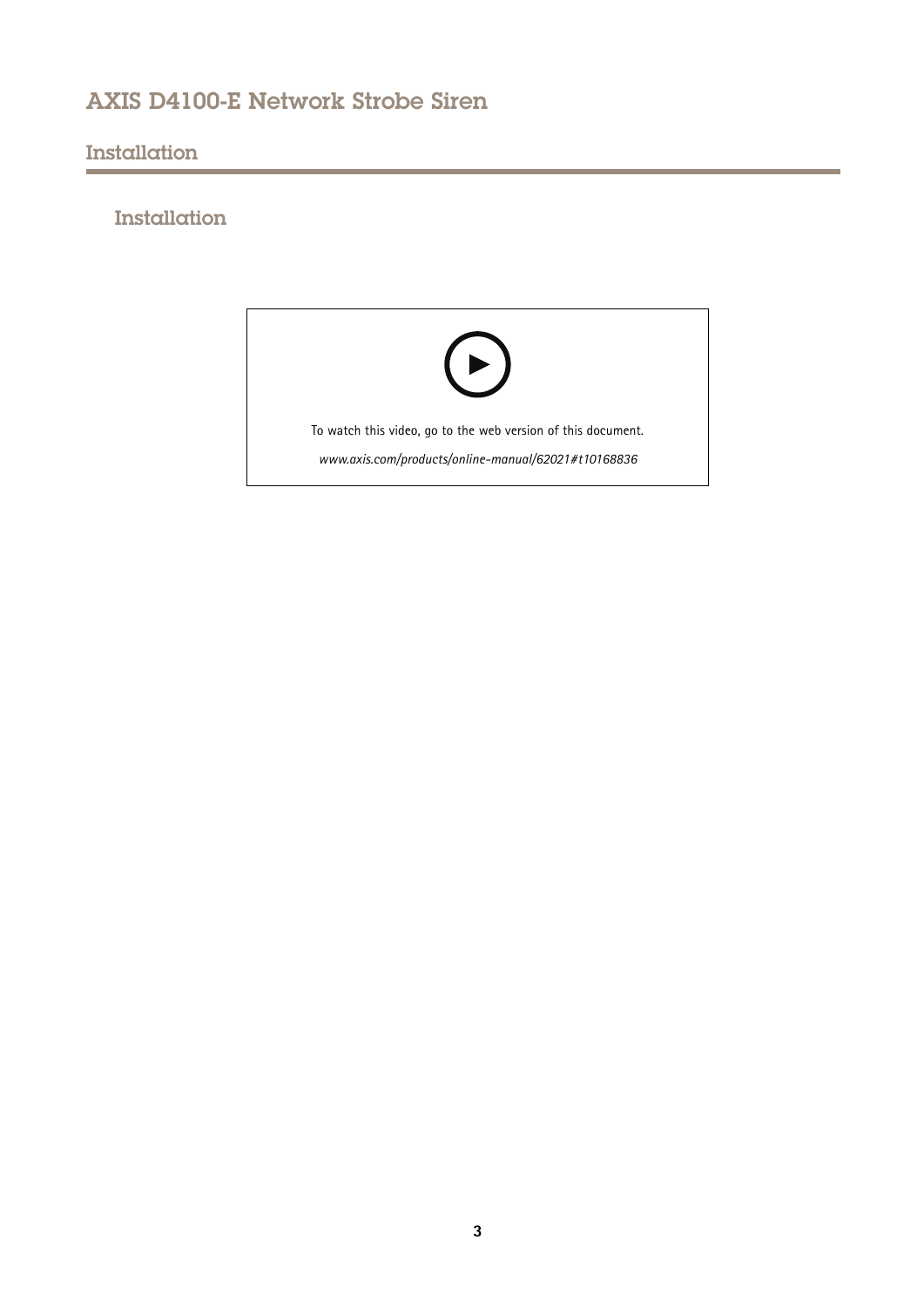## Installation

### Installation

To watch this video, go to the web version of this document.

*www.axis.com/products/online-manual/62021#t10168836*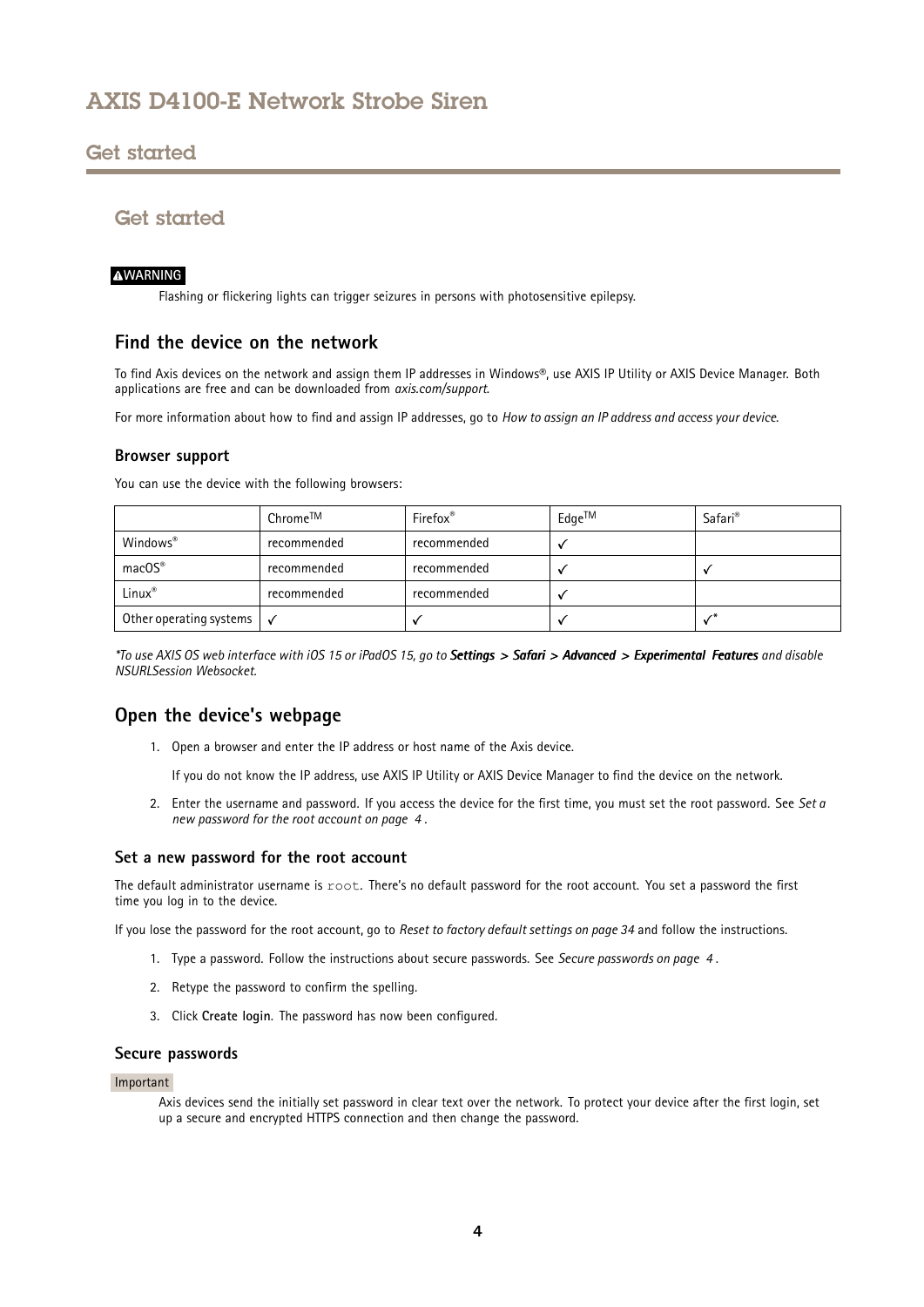# Get started

**⚠WARNING**

Flashing or flickering lights can trigger seizures in persons with photosensitive epilepsy.

## Find the device on the network

To find Axis devices on the network and assign them IP addresses in Windows®, use AXIS IP Utility or AXIS Device Manager. Both applications are free and can be downloaded from *axis.com/support*.

For more information about how to find and assign IP addresses, go to *How to assign an IP address and access your device*.

### Browser support

You can use the device with the following browsers:

| | Chrome™ | Firefox® | Edge™ | Safari® |
|---|---|---|---|---|
| Windows® | recommended | recommended | ✓ | |
| macOS® | recommended | recommended | ✓ | ✓ |
| Linux® | recommended | recommended | ✓ | |
| Other operating systems | ✓ | ✓ | ✓ | ✓* |

**To use AXIS OS web interface with iOS 15 or iPadOS 15, go to **Settings > Safari > Advanced > Experimental Features** and disable NSURLSession Websocket.*

## Open the device's webpage

1. Open a browser and enter the IP address or host name of the Axis device.

   If you do not know the IP address, use AXIS IP Utility or AXIS Device Manager to find the device on the network.

2. Enter the username and password. If you access the device for the first time, you must set the root password. See *Set a new password for the root account on page 4*.

### Set a new password for the root account

The default administrator username is `root`. There's no default password for the root account. You set a password the first time you log in to the device.

If you lose the password for the root account, go to *Reset to factory default settings on page 34* and follow the instructions.

1. Type a password. Follow the instructions about secure passwords. See *Secure passwords on page 4*.
2. Retype the password to confirm the spelling.
3. Click **Create login**. The password has now been configured.

### Secure passwords

**Important**

Axis devices send the initially set password in clear text over the network. To protect your device after the first login, set up a secure and encrypted HTTPS connection and then change the password.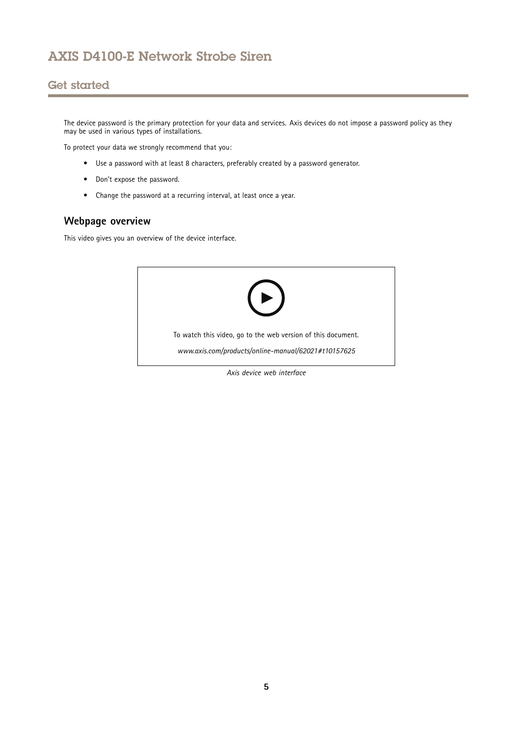The device password is the primary protection for your data and services. Axis devices do not impose a password policy as they may be used in various types of installations.

To protect your data we strongly recommend that you:

- Use a password with at least 8 characters, preferably created by a password generator.
- Don't expose the password.
- Change the password at a recurring interval, at least once a year.

## Webpage overview

This video gives you an overview of the device interface.

To watch this video, go to the web version of this document.

*www.axis.com/products/online-manual/62021#t10157625*

*Axis device web interface*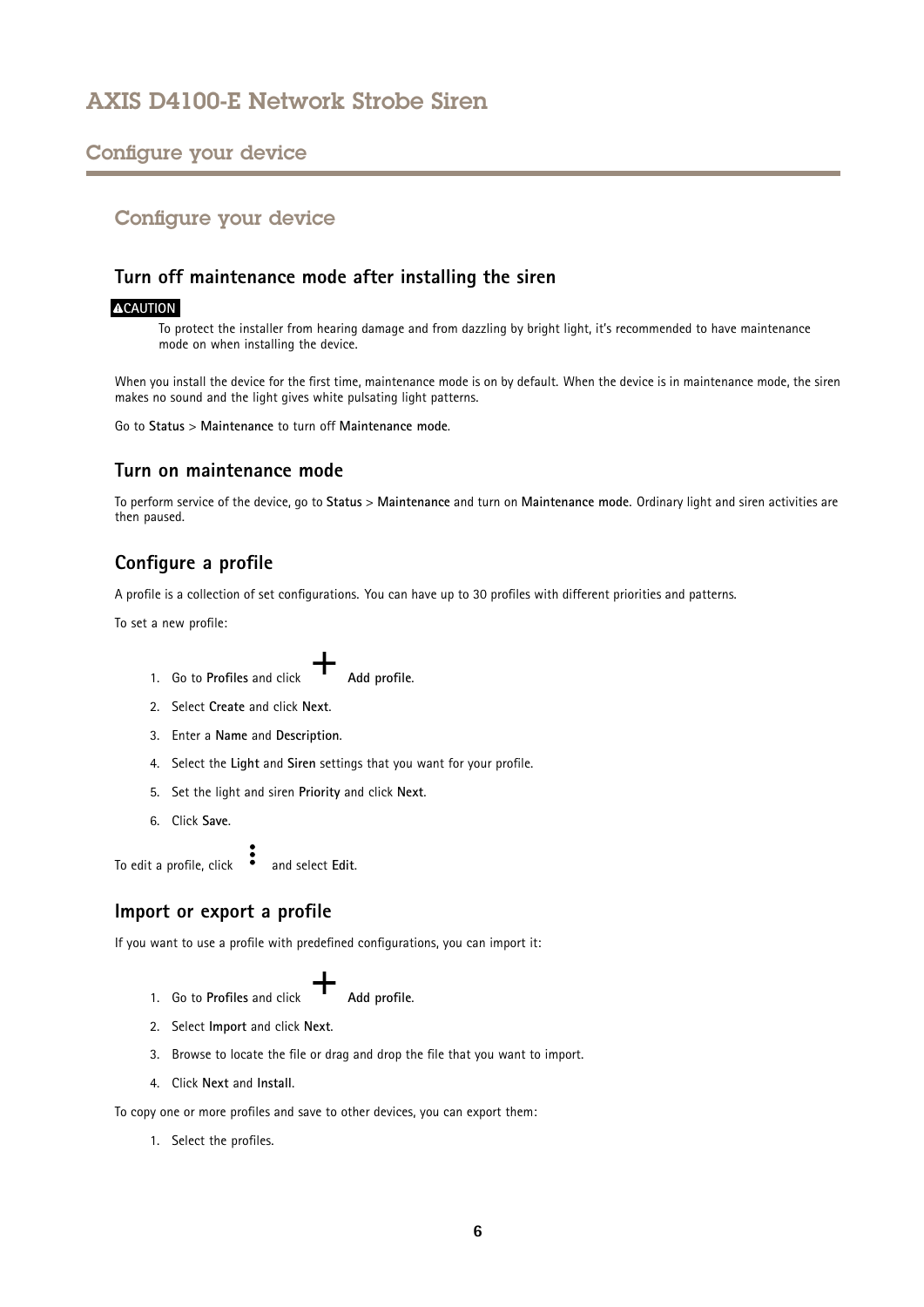# Configure your device

## Turn off maintenance mode after installing the siren

**⚠CAUTION**

To protect the installer from hearing damage and from dazzling by bright light, it's recommended to have maintenance mode on when installing the device.

When you install the device for the first time, maintenance mode is on by default. When the device is in maintenance mode, the siren makes no sound and the light gives white pulsating light patterns.

Go to **Status** > **Maintenance** to turn off **Maintenance mode**.

## Turn on maintenance mode

To perform service of the device, go to **Status** > **Maintenance** and turn on **Maintenance mode**. Ordinary light and siren activities are then paused.

## Configure a profile

A profile is a collection of set configurations. You can have up to 30 profiles with different priorities and patterns.

To set a new profile:

1. Go to **Profiles** and click + **Add profile**.
2. Select **Create** and click **Next**.
3. Enter a **Name** and **Description**.
4. Select the **Light** and **Siren** settings that you want for your profile.
5. Set the light and siren **Priority** and click **Next**.
6. Click **Save**.

To edit a profile, click ⋮ and select **Edit**.

## Import or export a profile

If you want to use a profile with predefined configurations, you can import it:

1. Go to **Profiles** and click + **Add profile**.
2. Select **Import** and click **Next**.
3. Browse to locate the file or drag and drop the file that you want to import.
4. Click **Next** and **Install**.

To copy one or more profiles and save to other devices, you can export them:

1. Select the profiles.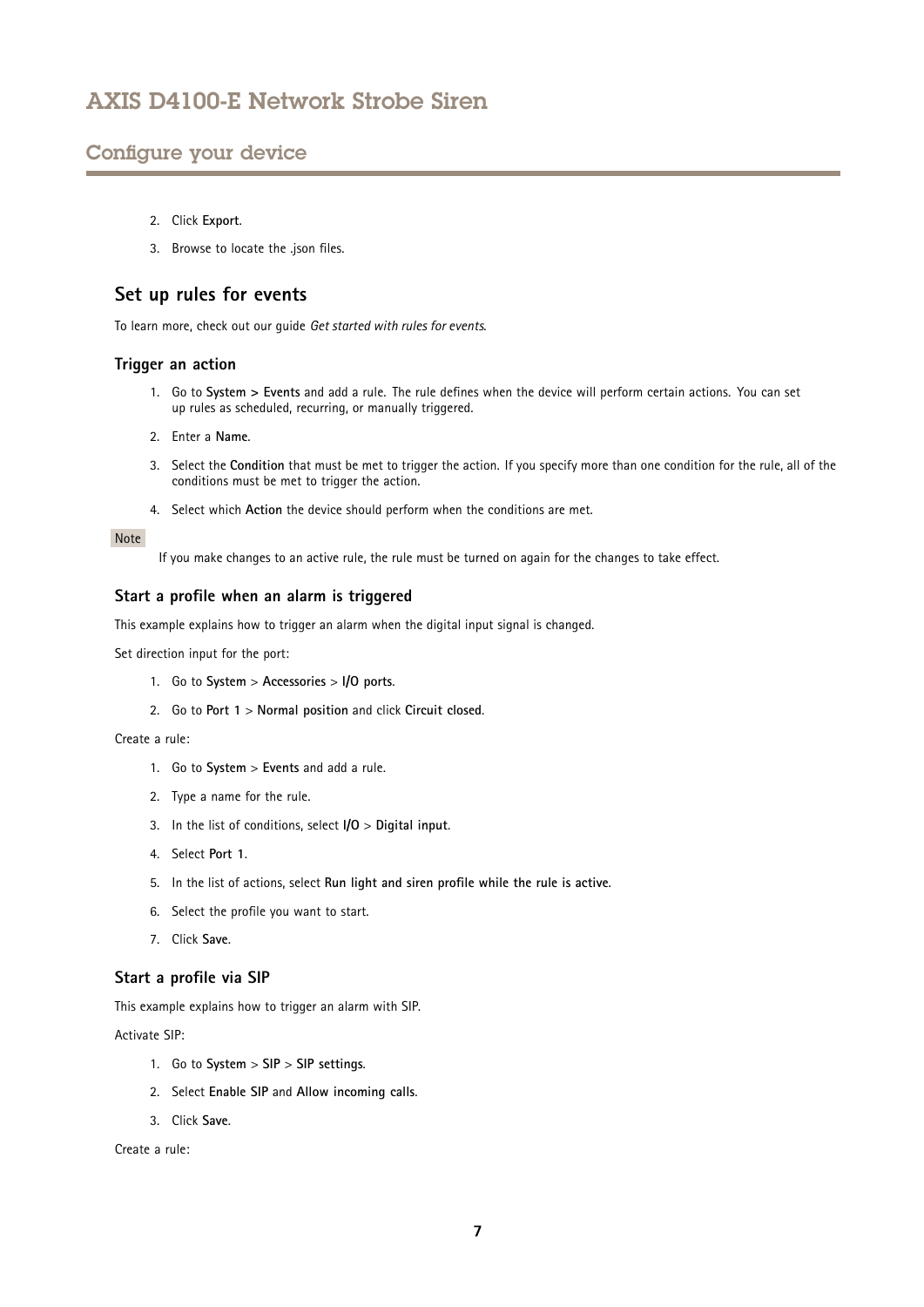2. Click **Export**.
3. Browse to locate the .json files.

## Set up rules for events

To learn more, check out our guide *Get started with rules for events*.

### Trigger an action

1. Go to **System > Events** and add a rule. The rule defines when the device will perform certain actions. You can set up rules as scheduled, recurring, or manually triggered.
2. Enter a **Name**.
3. Select the **Condition** that must be met to trigger the action. If you specify more than one condition for the rule, all of the conditions must be met to trigger the action.
4. Select which **Action** the device should perform when the conditions are met.

Note

If you make changes to an active rule, the rule must be turned on again for the changes to take effect.

### Start a profile when an alarm is triggered

This example explains how to trigger an alarm when the digital input signal is changed.

Set direction input for the port:

1. Go to **System** > **Accessories** > **I/O ports**.
2. Go to **Port 1** > **Normal position** and click **Circuit closed**.

Create a rule:

1. Go to **System** > **Events** and add a rule.
2. Type a name for the rule.
3. In the list of conditions, select **I/O** > **Digital input**.
4. Select **Port 1**.
5. In the list of actions, select **Run light and siren profile while the rule is active**.
6. Select the profile you want to start.
7. Click **Save**.

### Start a profile via SIP

This example explains how to trigger an alarm with SIP.

Activate SIP:

1. Go to **System** > **SIP** > **SIP settings**.
2. Select **Enable SIP** and **Allow incoming calls**.
3. Click **Save**.

Create a rule: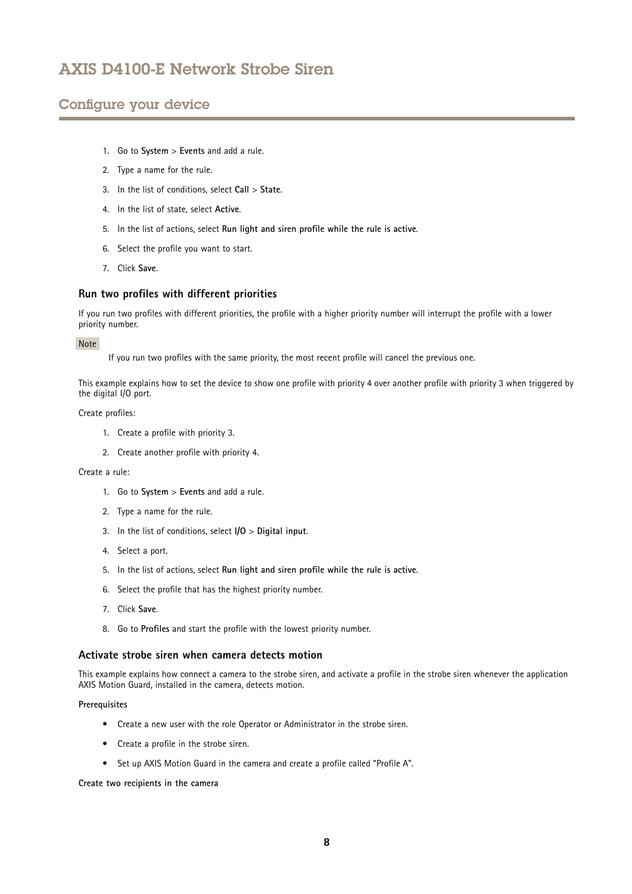1. Go to **System** > **Events** and add a rule.
2. Type a name for the rule.
3. In the list of conditions, select **Call** > **State**.
4. In the list of state, select **Active**.
5. In the list of actions, select **Run light and siren profile while the rule is active**.
6. Select the profile you want to start.
7. Click **Save**.

### Run two profiles with different priorities

If you run two profiles with different priorities, the profile with a higher priority number will interrupt the profile with a lower priority number.

Note

If you run two profiles with the same priority, the most recent profile will cancel the previous one.

This example explains how to set the device to show one profile with priority 4 over another profile with priority 3 when triggered by the digital I/O port.

Create profiles:

1. Create a profile with priority 3.
2. Create another profile with priority 4.

Create a rule:

1. Go to **System** > **Events** and add a rule.
2. Type a name for the rule.
3. In the list of conditions, select **I/O** > **Digital input**.
4. Select a port.
5. In the list of actions, select **Run light and siren profile while the rule is active**.
6. Select the profile that has the highest priority number.
7. Click **Save**.
8. Go to **Profiles** and start the profile with the lowest priority number.

### Activate strobe siren when camera detects motion

This example explains how connect a camera to the strobe siren, and activate a profile in the strobe siren whenever the application AXIS Motion Guard, installed in the camera, detects motion.

**Prerequisites**

- Create a new user with the role Operator or Administrator in the strobe siren.
- Create a profile in the strobe siren.
- Set up AXIS Motion Guard in the camera and create a profile called "Profile A".

**Create two recipients in the camera**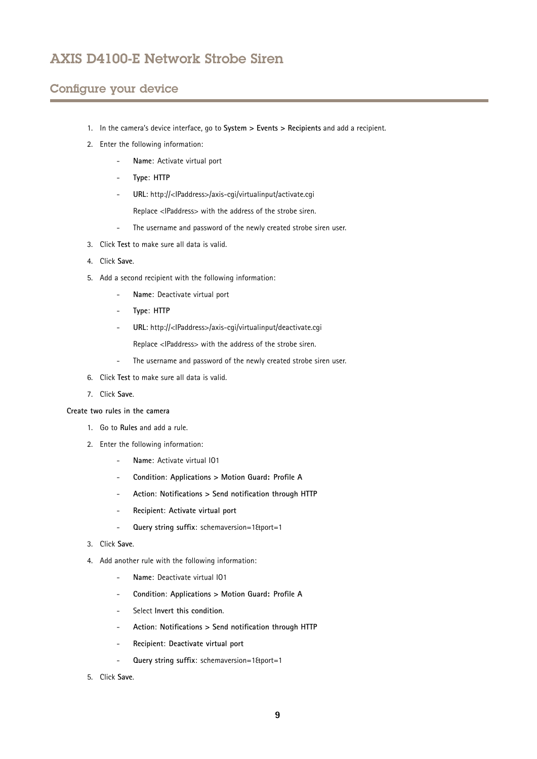1. In the camera's device interface, go to **System > Events > Recipients** and add a recipient.
2. Enter the following information:
   - **Name**: Activate virtual port
   - **Type**: **HTTP**
   - **URL**: http://<IPaddress>/axis-cgi/virtualinput/activate.cgi

     Replace <IPaddress> with the address of the strobe siren.
   - The username and password of the newly created strobe siren user.
3. Click **Test** to make sure all data is valid.
4. Click **Save**.
5. Add a second recipient with the following information:
   - **Name**: Deactivate virtual port
   - **Type**: **HTTP**
   - **URL**: http://<IPaddress>/axis-cgi/virtualinput/deactivate.cgi

     Replace <IPaddress> with the address of the strobe siren.
   - The username and password of the newly created strobe siren user.
6. Click **Test** to make sure all data is valid.
7. Click **Save**.

**Create two rules in the camera**

1. Go to **Rules** and add a rule.
2. Enter the following information:
   - **Name**: Activate virtual IO1
   - **Condition**: **Applications > Motion Guard: Profile A**
   - **Action**: **Notifications > Send notification through HTTP**
   - **Recipient**: **Activate virtual port**
   - **Query string suffix**: schemaversion=1&port=1
3. Click **Save**.
4. Add another rule with the following information:
   - **Name**: Deactivate virtual IO1
   - **Condition**: **Applications > Motion Guard: Profile A**
   - Select **Invert this condition**.
   - **Action**: **Notifications > Send notification through HTTP**
   - **Recipient**: **Deactivate virtual port**
   - **Query string suffix**: schemaversion=1&port=1
5. Click **Save**.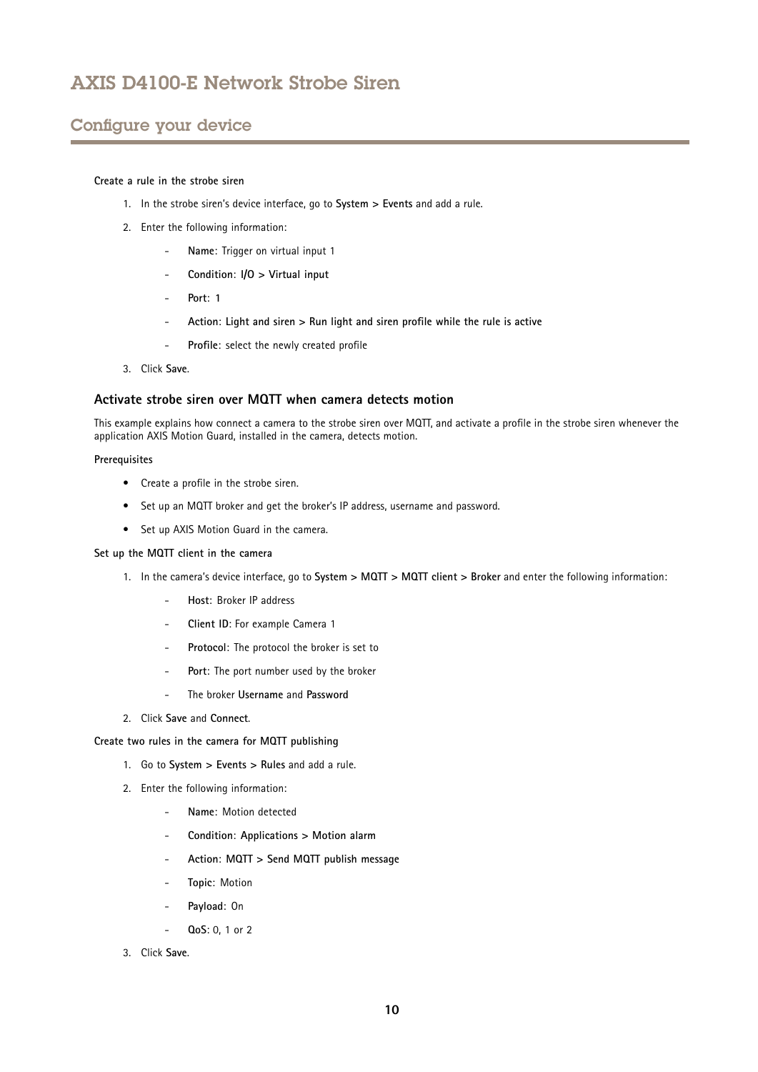#### Create a rule in the strobe siren

1. In the strobe siren's device interface, go to **System > Events** and add a rule.
2. Enter the following information:
   - **Name**: Trigger on virtual input 1
   - **Condition**: **I/O > Virtual input**
   - **Port**: **1**
   - **Action**: **Light and siren > Run light and siren profile while the rule is active**
   - **Profile**: select the newly created profile
3. Click **Save**.

### Activate strobe siren over MQTT when camera detects motion

This example explains how connect a camera to the strobe siren over MQTT, and activate a profile in the strobe siren whenever the application AXIS Motion Guard, installed in the camera, detects motion.

#### Prerequisites

- Create a profile in the strobe siren.
- Set up an MQTT broker and get the broker's IP address, username and password.
- Set up AXIS Motion Guard in the camera.

#### Set up the MQTT client in the camera

1. In the camera's device interface, go to **System > MQTT > MQTT client > Broker** and enter the following information:
   - **Host**: Broker IP address
   - **Client ID**: For example Camera 1
   - **Protocol**: The protocol the broker is set to
   - **Port**: The port number used by the broker
   - The broker **Username** and **Password**
2. Click **Save** and **Connect**.

#### Create two rules in the camera for MQTT publishing

1. Go to **System > Events > Rules** and add a rule.
2. Enter the following information:
   - **Name**: Motion detected
   - **Condition**: **Applications > Motion alarm**
   - **Action**: **MQTT > Send MQTT publish message**
   - **Topic**: Motion
   - **Payload**: On
   - **QoS**: 0, 1 or 2
3. Click **Save**.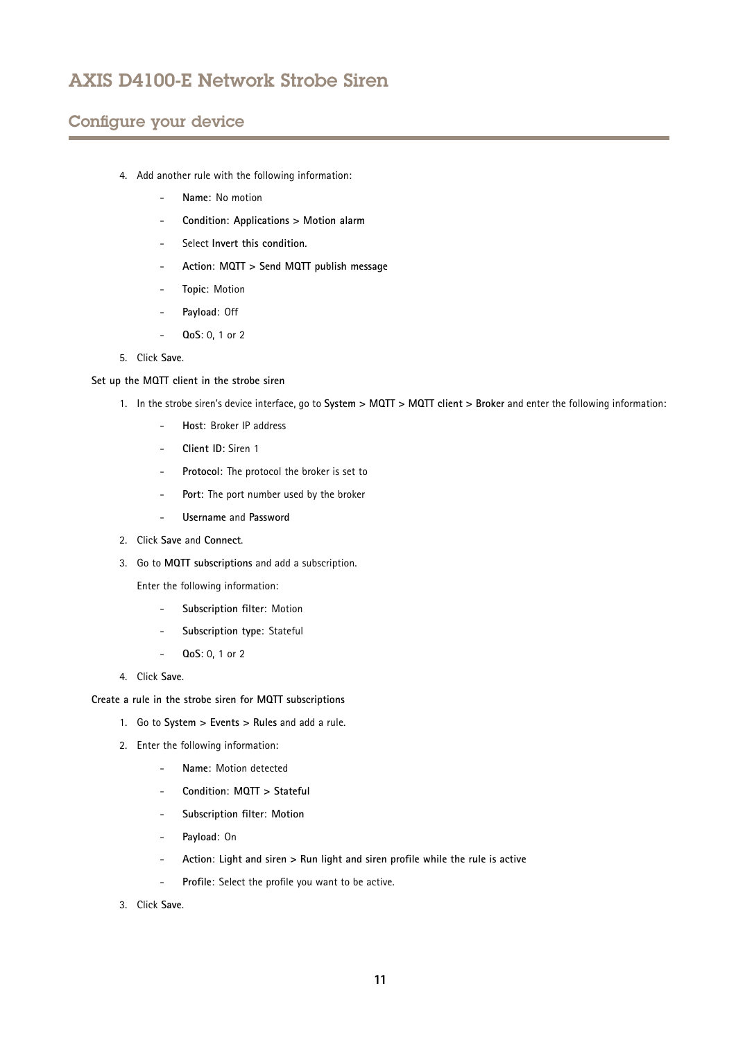4. Add another rule with the following information:
   - **Name**: No motion
   - **Condition**: **Applications > Motion alarm**
   - Select **Invert this condition**.
   - **Action**: **MQTT > Send MQTT publish message**
   - **Topic**: Motion
   - **Payload**: Off
   - **QoS**: 0, 1 or 2
5. Click **Save**.

**Set up the MQTT client in the strobe siren**

1. In the strobe siren's device interface, go to **System > MQTT > MQTT client > Broker** and enter the following information:
   - **Host**: Broker IP address
   - **Client ID**: Siren 1
   - **Protocol**: The protocol the broker is set to
   - **Port**: The port number used by the broker
   - **Username** and **Password**
2. Click **Save** and **Connect**.
3. Go to **MQTT subscriptions** and add a subscription.

   Enter the following information:
   - **Subscription filter**: Motion
   - **Subscription type**: Stateful
   - **QoS**: 0, 1 or 2
4. Click **Save**.

**Create a rule in the strobe siren for MQTT subscriptions**

1. Go to **System > Events > Rules** and add a rule.
2. Enter the following information:
   - **Name**: Motion detected
   - **Condition**: **MQTT > Stateful**
   - **Subscription filter**: **Motion**
   - **Payload**: On
   - **Action**: **Light and siren > Run light and siren profile while the rule is active**
   - **Profile**: Select the profile you want to be active.
3. Click **Save**.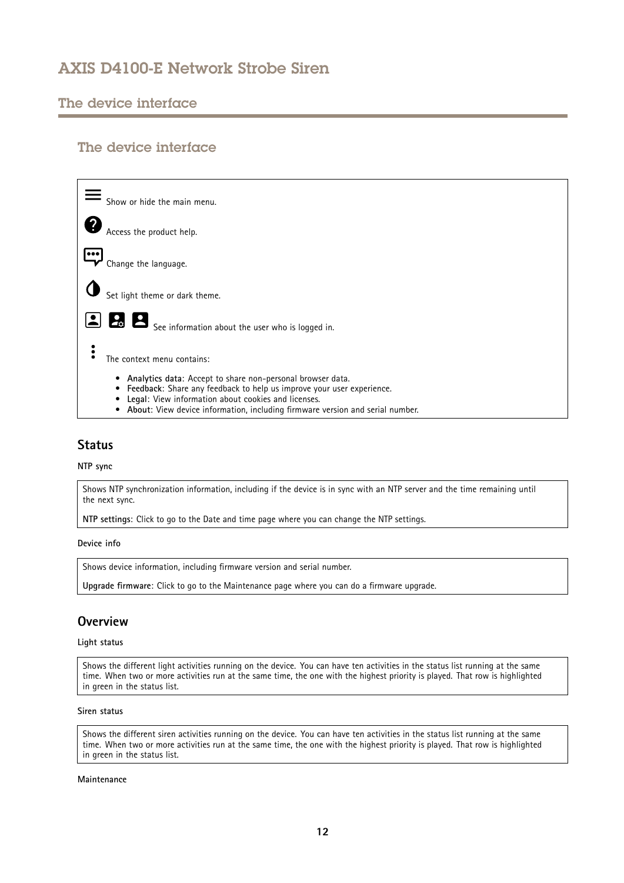# The device interface

## The device interface

Show or hide the main menu.

Access the product help.

Change the language.

Set light theme or dark theme.

See information about the user who is logged in.

The context menu contains:

- **Analytics data**: Accept to share non-personal browser data.
- **Feedback**: Share any feedback to help us improve your user experience.
- **Legal**: View information about cookies and licenses.
- **About**: View device information, including firmware version and serial number.

### Status

**NTP sync**

Shows NTP synchronization information, including if the device is in sync with an NTP server and the time remaining until the next sync.

**NTP settings**: Click to go to the Date and time page where you can change the NTP settings.

**Device info**

Shows device information, including firmware version and serial number.

**Upgrade firmware**: Click to go to the Maintenance page where you can do a firmware upgrade.

### Overview

**Light status**

Shows the different light activities running on the device. You can have ten activities in the status list running at the same time. When two or more activities run at the same time, the one with the highest priority is played. That row is highlighted in green in the status list.

**Siren status**

Shows the different siren activities running on the device. You can have ten activities in the status list running at the same time. When two or more activities run at the same time, the one with the highest priority is played. That row is highlighted in green in the status list.

**Maintenance**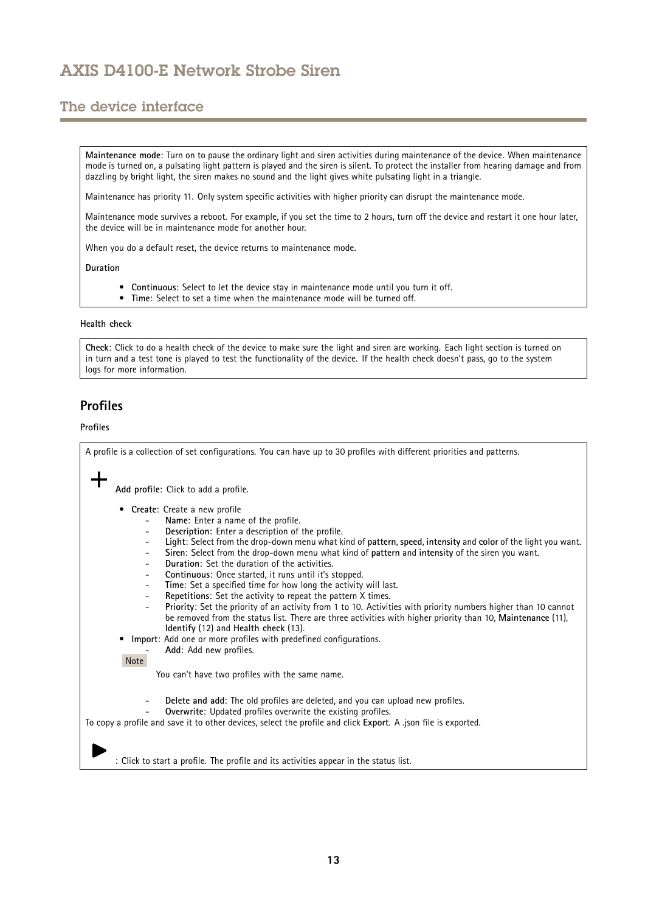**Maintenance mode**: Turn on to pause the ordinary light and siren activities during maintenance of the device. When maintenance mode is turned on, a pulsating light pattern is played and the siren is silent. To protect the installer from hearing damage and from dazzling by bright light, the siren makes no sound and the light gives white pulsating light in a triangle.

Maintenance has priority 11. Only system specific activities with higher priority can disrupt the maintenance mode.

Maintenance mode survives a reboot. For example, if you set the time to 2 hours, turn off the device and restart it one hour later, the device will be in maintenance mode for another hour.

When you do a default reset, the device returns to maintenance mode.

**Duration**

- **Continuous**: Select to let the device stay in maintenance mode until you turn it off.
- **Time**: Select to set a time when the maintenance mode will be turned off.

**Health check**

**Check**: Click to do a health check of the device to make sure the light and siren are working. Each light section is turned on in turn and a test tone is played to test the functionality of the device. If the health check doesn't pass, go to the system logs for more information.

## Profiles

**Profiles**

A profile is a collection of set configurations. You can have up to 30 profiles with different priorities and patterns.

+ **Add profile**: Click to add a profile.

- **Create**: Create a new profile
  - **Name**: Enter a name of the profile.
  - **Description**: Enter a description of the profile.
  - **Light**: Select from the drop-down menu what kind of **pattern**, **speed**, **intensity** and **color** of the light you want.
  - **Siren**: Select from the drop-down menu what kind of **pattern** and **intensity** of the siren you want.
  - **Duration**: Set the duration of the activities.
  - **Continuous**: Once started, it runs until it's stopped.
  - **Time**: Set a specified time for how long the activity will last.
  - **Repetitions**: Set the activity to repeat the pattern X times.
  - **Priority**: Set the priority of an activity from 1 to 10. Activities with priority numbers higher than 10 cannot be removed from the status list. There are three activities with higher priority than 10, **Maintenance** (11), **Identify** (12) and **Health check** (13).
- **Import**: Add one or more profiles with predefined configurations.
  - **Add**: Add new profiles.

Note

You can't have two profiles with the same name.

  - **Delete and add**: The old profiles are deleted, and you can upload new profiles.
  - **Overwrite**: Updated profiles overwrite the existing profiles.

To copy a profile and save it to other devices, select the profile and click **Export**. A .json file is exported.

▶ : Click to start a profile. The profile and its activities appear in the status list.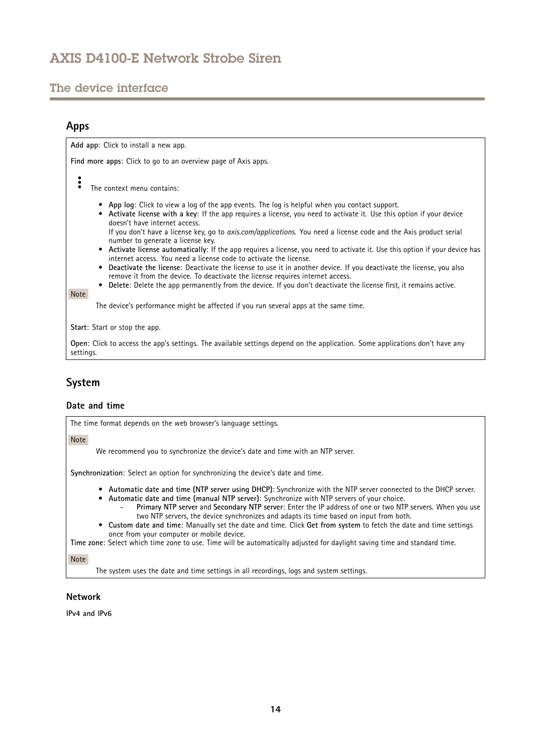## Apps

**Add app**: Click to install a new app.

**Find more apps**: Click to go to an overview page of Axis apps.

⋮ The context menu contains:

- **App log**: Click to view a log of the app events. The log is helpful when you contact support.
- **Activate license with a key**: If the app requires a license, you need to activate it. Use this option if your device doesn't have internet access.
  If you don't have a license key, go to *axis.com/applications*. You need a license code and the Axis product serial number to generate a license key.
- **Activate license automatically**: If the app requires a license, you need to activate it. Use this option if your device has internet access. You need a license code to activate the license.
- **Deactivate the license**: Deactivate the license to use it in another device. If you deactivate the license, you also remove it from the device. To deactivate the license requires internet access.
- **Delete**: Delete the app permanently from the device. If you don't deactivate the license first, it remains active.

Note

The device's performance might be affected if you run several apps at the same time.

**Start**: Start or stop the app.

**Open**: Click to access the app's settings. The available settings depend on the application. Some applications don't have any settings.

## System

### Date and time

The time format depends on the web browser's language settings.

Note

We recommend you to synchronize the device's date and time with an NTP server.

**Synchronization**: Select an option for synchronizing the device's date and time.

- **Automatic date and time (NTP server using DHCP)**: Synchronize with the NTP server connected to the DHCP server.
- **Automatic date and time (manual NTP server)**: Synchronize with NTP servers of your choice.
  - **Primary NTP server** and **Secondary NTP server**: Enter the IP address of one or two NTP servers. When you use two NTP servers, the device synchronizes and adapts its time based on input from both.
- **Custom date and time**: Manually set the date and time. Click **Get from system** to fetch the date and time settings once from your computer or mobile device.

**Time zone**: Select which time zone to use. Time will be automatically adjusted for daylight saving time and standard time.

Note

The system uses the date and time settings in all recordings, logs and system settings.

### Network

**IPv4 and IPv6**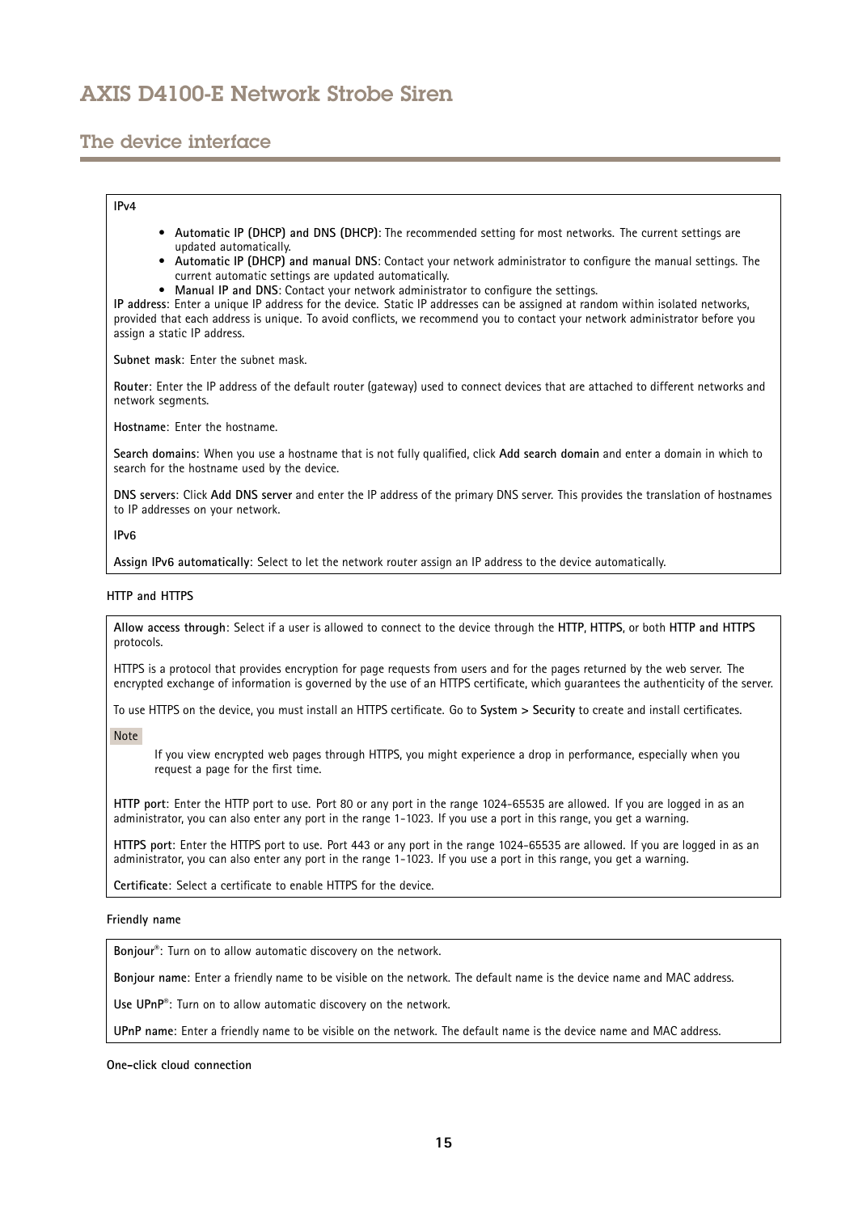**IPv4**

- **Automatic IP (DHCP) and DNS (DHCP)**: The recommended setting for most networks. The current settings are updated automatically.
- **Automatic IP (DHCP) and manual DNS**: Contact your network administrator to configure the manual settings. The current automatic settings are updated automatically.
- **Manual IP and DNS**: Contact your network administrator to configure the settings.

**IP address**: Enter a unique IP address for the device. Static IP addresses can be assigned at random within isolated networks, provided that each address is unique. To avoid conflicts, we recommend you to contact your network administrator before you assign a static IP address.

**Subnet mask**: Enter the subnet mask.

**Router**: Enter the IP address of the default router (gateway) used to connect devices that are attached to different networks and network segments.

**Hostname**: Enter the hostname.

**Search domains**: When you use a hostname that is not fully qualified, click **Add search domain** and enter a domain in which to search for the hostname used by the device.

**DNS servers**: Click **Add DNS server** and enter the IP address of the primary DNS server. This provides the translation of hostnames to IP addresses on your network.

**IPv6**

**Assign IPv6 automatically**: Select to let the network router assign an IP address to the device automatically.

**HTTP and HTTPS**

**Allow access through**: Select if a user is allowed to connect to the device through the **HTTP**, **HTTPS**, or both **HTTP and HTTPS** protocols.

HTTPS is a protocol that provides encryption for page requests from users and for the pages returned by the web server. The encrypted exchange of information is governed by the use of an HTTPS certificate, which guarantees the authenticity of the server.

To use HTTPS on the device, you must install an HTTPS certificate. Go to **System > Security** to create and install certificates.

Note

If you view encrypted web pages through HTTPS, you might experience a drop in performance, especially when you request a page for the first time.

**HTTP port**: Enter the HTTP port to use. Port 80 or any port in the range 1024-65535 are allowed. If you are logged in as an administrator, you can also enter any port in the range 1-1023. If you use a port in this range, you get a warning.

**HTTPS port**: Enter the HTTPS port to use. Port 443 or any port in the range 1024-65535 are allowed. If you are logged in as an administrator, you can also enter any port in the range 1-1023. If you use a port in this range, you get a warning.

**Certificate**: Select a certificate to enable HTTPS for the device.

**Friendly name**

**Bonjour®**: Turn on to allow automatic discovery on the network.

**Bonjour name**: Enter a friendly name to be visible on the network. The default name is the device name and MAC address.

**Use UPnP®**: Turn on to allow automatic discovery on the network.

**UPnP name**: Enter a friendly name to be visible on the network. The default name is the device name and MAC address.

**One-click cloud connection**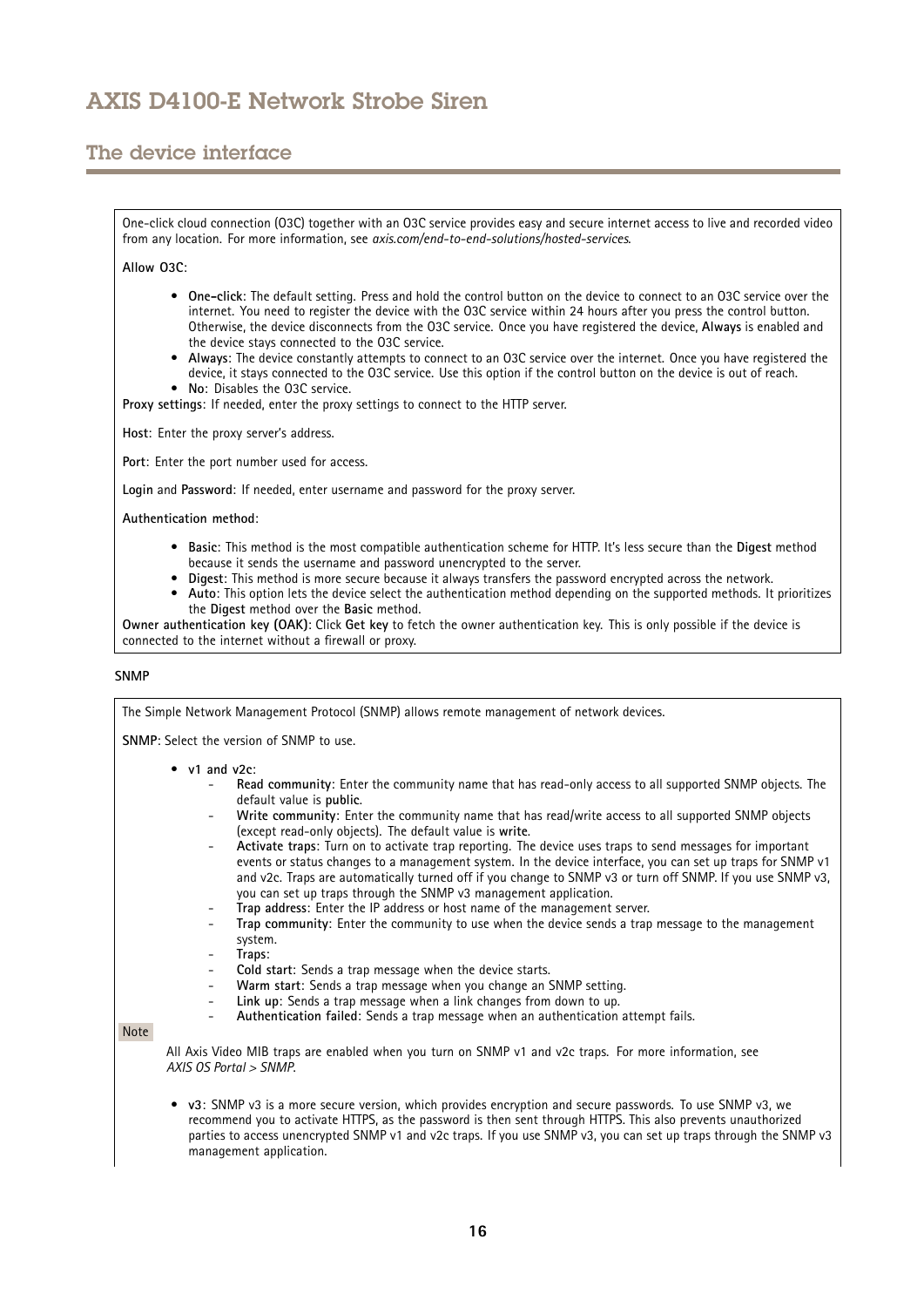One-click cloud connection (O3C) together with an O3C service provides easy and secure internet access to live and recorded video from any location. For more information, see *axis.com/end-to-end-solutions/hosted-services*.

**Allow O3C**:

- **One-click**: The default setting. Press and hold the control button on the device to connect to an O3C service over the internet. You need to register the device with the O3C service within 24 hours after you press the control button. Otherwise, the device disconnects from the O3C service. Once you have registered the device, **Always** is enabled and the device stays connected to the O3C service.
- **Always**: The device constantly attempts to connect to an O3C service over the internet. Once you have registered the device, it stays connected to the O3C service. Use this option if the control button on the device is out of reach.
- **No**: Disables the O3C service.

**Proxy settings**: If needed, enter the proxy settings to connect to the HTTP server.

**Host**: Enter the proxy server's address.

**Port**: Enter the port number used for access.

**Login** and **Password**: If needed, enter username and password for the proxy server.

**Authentication method**:

- **Basic**: This method is the most compatible authentication scheme for HTTP. It's less secure than the **Digest** method because it sends the username and password unencrypted to the server.
- **Digest**: This method is more secure because it always transfers the password encrypted across the network.
- **Auto**: This option lets the device select the authentication method depending on the supported methods. It prioritizes the **Digest** method over the **Basic** method.

**Owner authentication key (OAK)**: Click **Get key** to fetch the owner authentication key. This is only possible if the device is connected to the internet without a firewall or proxy.

**SNMP**

The Simple Network Management Protocol (SNMP) allows remote management of network devices.

**SNMP**: Select the version of SNMP to use.

- **v1 and v2c**:
  - **Read community**: Enter the community name that has read-only access to all supported SNMP objects. The default value is **public**.
  - **Write community**: Enter the community name that has read/write access to all supported SNMP objects (except read-only objects). The default value is **write**.
  - **Activate traps**: Turn on to activate trap reporting. The device uses traps to send messages for important events or status changes to a management system. In the device interface, you can set up traps for SNMP v1 and v2c. Traps are automatically turned off if you change to SNMP v3 or turn off SNMP. If you use SNMP v3, you can set up traps through the SNMP v3 management application.
  - **Trap address**: Enter the IP address or host name of the management server.
  - **Trap community**: Enter the community to use when the device sends a trap message to the management system.
  - **Traps**:
  - **Cold start**: Sends a trap message when the device starts.
  - **Warm start**: Sends a trap message when you change an SNMP setting.
  - **Link up**: Sends a trap message when a link changes from down to up.
  - **Authentication failed**: Sends a trap message when an authentication attempt fails.

Note

All Axis Video MIB traps are enabled when you turn on SNMP v1 and v2c traps. For more information, see *AXIS OS Portal > SNMP*.

- **v3**: SNMP v3 is a more secure version, which provides encryption and secure passwords. To use SNMP v3, we recommend you to activate HTTPS, as the password is then sent through HTTPS. This also prevents unauthorized parties to access unencrypted SNMP v1 and v2c traps. If you use SNMP v3, you can set up traps through the SNMP v3 management application.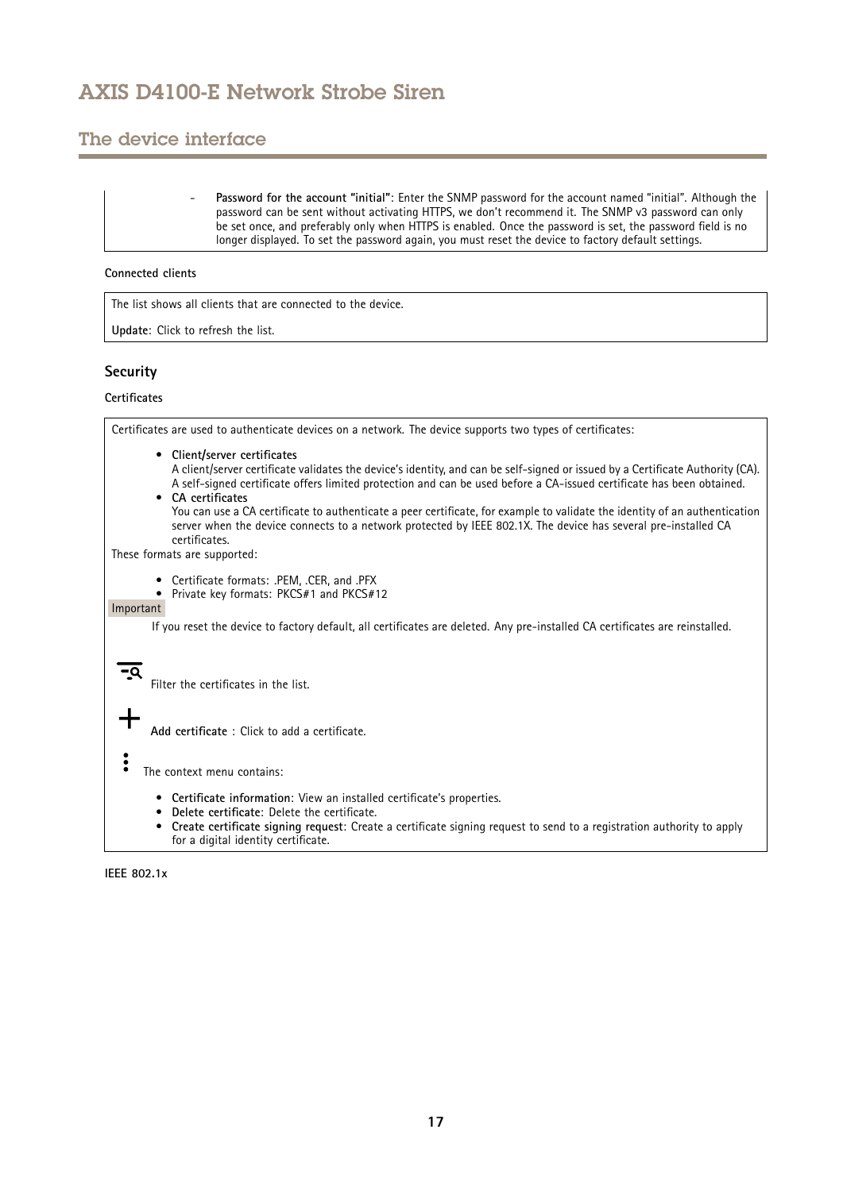- **Password for the account "initial"**: Enter the SNMP password for the account named "initial". Although the password can be sent without activating HTTPS, we don't recommend it. The SNMP v3 password can only be set once, and preferably only when HTTPS is enabled. Once the password is set, the password field is no longer displayed. To set the password again, you must reset the device to factory default settings.

**Connected clients**

The list shows all clients that are connected to the device.

**Update**: Click to refresh the list.

## Security

**Certificates**

Certificates are used to authenticate devices on a network. The device supports two types of certificates:

- **Client/server certificates**
  A client/server certificate validates the device's identity, and can be self-signed or issued by a Certificate Authority (CA). A self-signed certificate offers limited protection and can be used before a CA-issued certificate has been obtained.
- **CA certificates**
  You can use a CA certificate to authenticate a peer certificate, for example to validate the identity of an authentication server when the device connects to a network protected by IEEE 802.1X. The device has several pre-installed CA certificates.

These formats are supported:

- Certificate formats: .PEM, .CER, and .PFX
- Private key formats: PKCS#1 and PKCS#12

Important

If you reset the device to factory default, all certificates are deleted. Any pre-installed CA certificates are reinstalled.

Filter the certificates in the list.

**Add certificate** : Click to add a certificate.

The context menu contains:

- **Certificate information**: View an installed certificate's properties.
- **Delete certificate**: Delete the certificate.
- **Create certificate signing request**: Create a certificate signing request to send to a registration authority to apply for a digital identity certificate.

**IEEE 802.1x**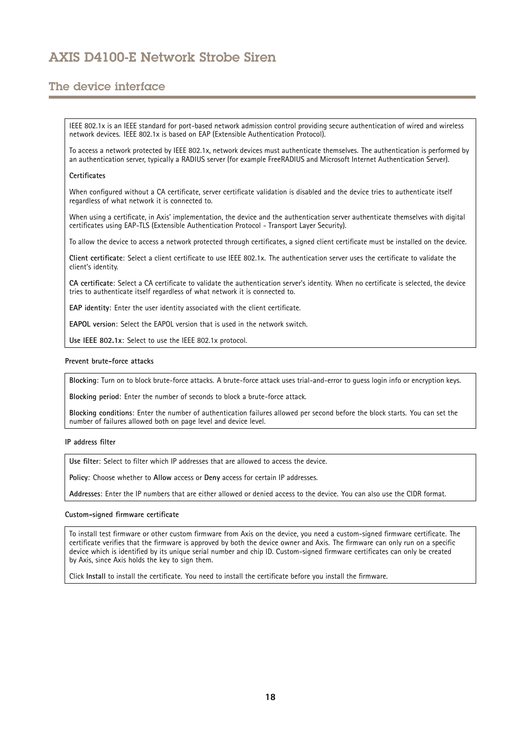IEEE 802.1x is an IEEE standard for port-based network admission control providing secure authentication of wired and wireless network devices. IEEE 802.1x is based on EAP (Extensible Authentication Protocol).

To access a network protected by IEEE 802.1x, network devices must authenticate themselves. The authentication is performed by an authentication server, typically a RADIUS server (for example FreeRADIUS and Microsoft Internet Authentication Server).

**Certificates**

When configured without a CA certificate, server certificate validation is disabled and the device tries to authenticate itself regardless of what network it is connected to.

When using a certificate, in Axis' implementation, the device and the authentication server authenticate themselves with digital certificates using EAP-TLS (Extensible Authentication Protocol - Transport Layer Security).

To allow the device to access a network protected through certificates, a signed client certificate must be installed on the device.

**Client certificate**: Select a client certificate to use IEEE 802.1x. The authentication server uses the certificate to validate the client's identity.

**CA certificate**: Select a CA certificate to validate the authentication server's identity. When no certificate is selected, the device tries to authenticate itself regardless of what network it is connected to.

**EAP identity**: Enter the user identity associated with the client certificate.

**EAPOL version**: Select the EAPOL version that is used in the network switch.

**Use IEEE 802.1x**: Select to use the IEEE 802.1x protocol.

**Prevent brute-force attacks**

**Blocking**: Turn on to block brute-force attacks. A brute-force attack uses trial-and-error to guess login info or encryption keys.

**Blocking period**: Enter the number of seconds to block a brute-force attack.

**Blocking conditions**: Enter the number of authentication failures allowed per second before the block starts. You can set the number of failures allowed both on page level and device level.

**IP address filter**

**Use filter**: Select to filter which IP addresses that are allowed to access the device.

**Policy**: Choose whether to **Allow** access or **Deny** access for certain IP addresses.

**Addresses**: Enter the IP numbers that are either allowed or denied access to the device. You can also use the CIDR format.

**Custom-signed firmware certificate**

To install test firmware or other custom firmware from Axis on the device, you need a custom-signed firmware certificate. The certificate verifies that the firmware is approved by both the device owner and Axis. The firmware can only run on a specific device which is identified by its unique serial number and chip ID. Custom-signed firmware certificates can only be created by Axis, since Axis holds the key to sign them.

Click **Install** to install the certificate. You need to install the certificate before you install the firmware.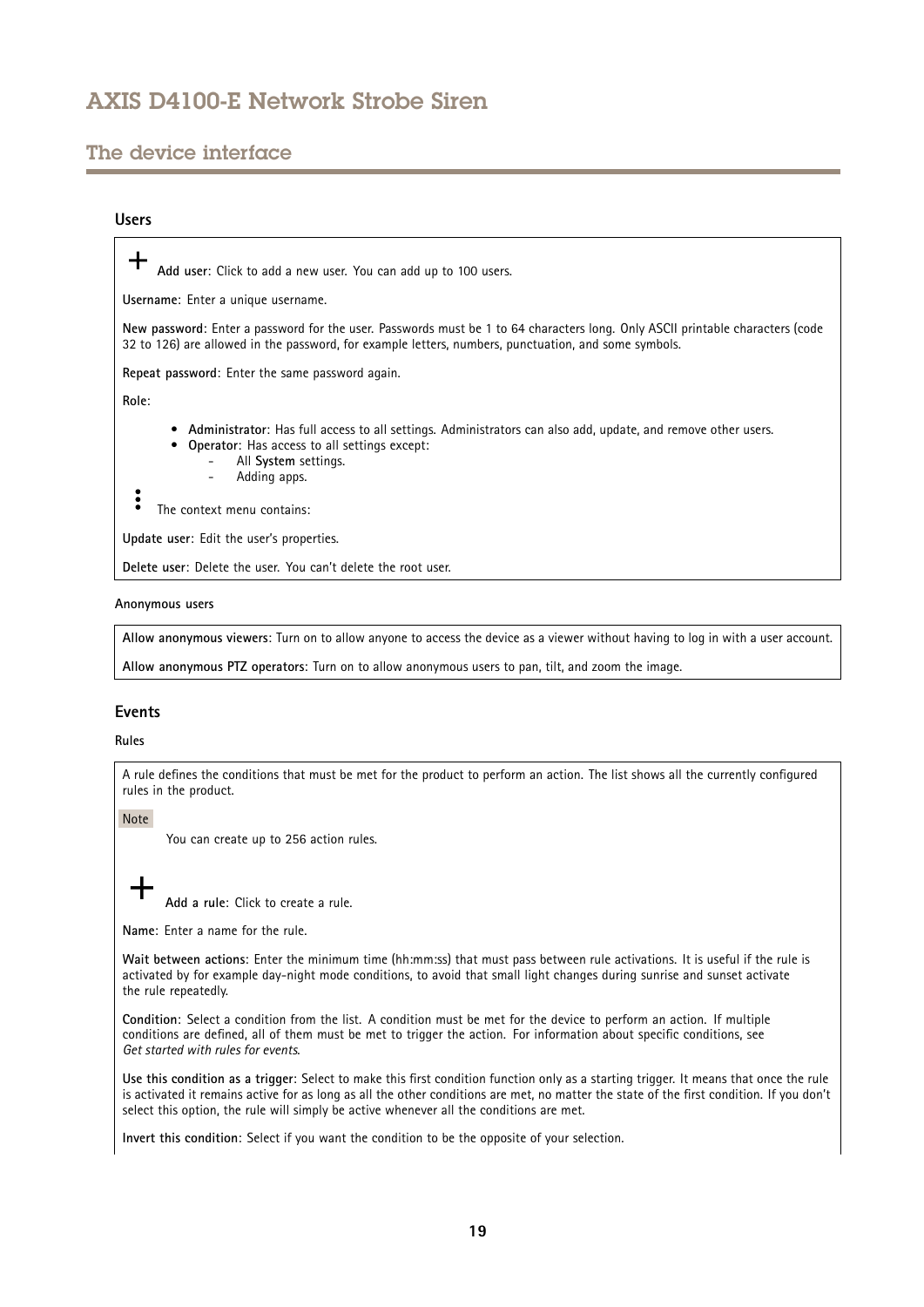## Users

+ **Add user**: Click to add a new user. You can add up to 100 users.

**Username**: Enter a unique username.

**New password**: Enter a password for the user. Passwords must be 1 to 64 characters long. Only ASCII printable characters (code 32 to 126) are allowed in the password, for example letters, numbers, punctuation, and some symbols.

**Repeat password**: Enter the same password again.

**Role**:

- **Administrator**: Has full access to all settings. Administrators can also add, update, and remove other users.
- **Operator**: Has access to all settings except:
  - All **System** settings.
  - Adding apps.

⋮ The context menu contains:

**Update user**: Edit the user's properties.

**Delete user**: Delete the user. You can't delete the root user.

#### Anonymous users

**Allow anonymous viewers**: Turn on to allow anyone to access the device as a viewer without having to log in with a user account.

**Allow anonymous PTZ operators**: Turn on to allow anonymous users to pan, tilt, and zoom the image.

## Events

#### Rules

A rule defines the conditions that must be met for the product to perform an action. The list shows all the currently configured rules in the product.

Note

You can create up to 256 action rules.

+ **Add a rule**: Click to create a rule.

**Name**: Enter a name for the rule.

**Wait between actions**: Enter the minimum time (hh:mm:ss) that must pass between rule activations. It is useful if the rule is activated by for example day-night mode conditions, to avoid that small light changes during sunrise and sunset activate the rule repeatedly.

**Condition**: Select a condition from the list. A condition must be met for the device to perform an action. If multiple conditions are defined, all of them must be met to trigger the action. For information about specific conditions, see *Get started with rules for events*.

**Use this condition as a trigger**: Select to make this first condition function only as a starting trigger. It means that once the rule is activated it remains active for as long as all the other conditions are met, no matter the state of the first condition. If you don't select this option, the rule will simply be active whenever all the conditions are met.

**Invert this condition**: Select if you want the condition to be the opposite of your selection.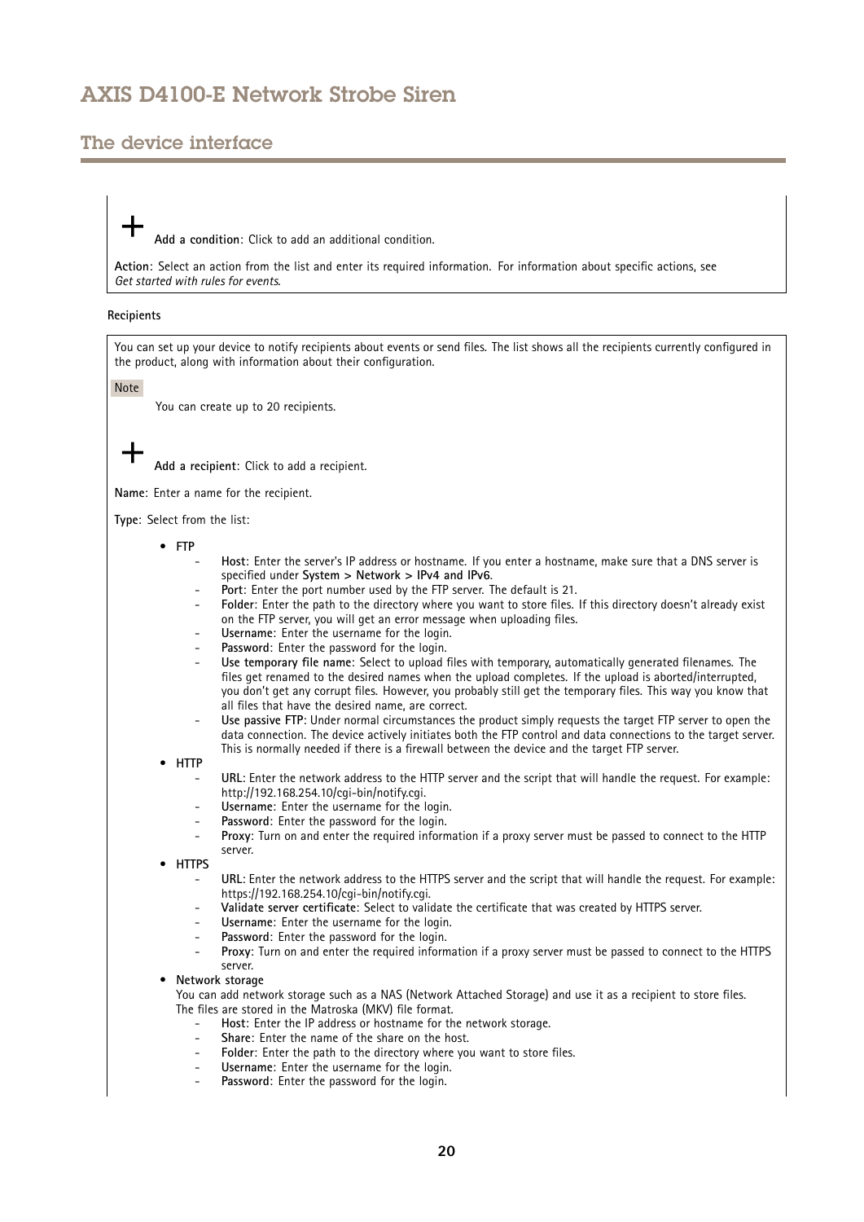+ **Add a condition**: Click to add an additional condition.

**Action**: Select an action from the list and enter its required information. For information about specific actions, see *Get started with rules for events*.

**Recipients**

You can set up your device to notify recipients about events or send files. The list shows all the recipients currently configured in the product, along with information about their configuration.

Note

You can create up to 20 recipients.

+ **Add a recipient**: Click to add a recipient.

**Name**: Enter a name for the recipient.

**Type**: Select from the list:

- **FTP**
  - **Host**: Enter the server's IP address or hostname. If you enter a hostname, make sure that a DNS server is specified under **System > Network > IPv4 and IPv6**.
  - **Port**: Enter the port number used by the FTP server. The default is 21.
  - **Folder**: Enter the path to the directory where you want to store files. If this directory doesn't already exist on the FTP server, you will get an error message when uploading files.
  - **Username**: Enter the username for the login.
  - **Password**: Enter the password for the login.
  - **Use temporary file name**: Select to upload files with temporary, automatically generated filenames. The files get renamed to the desired names when the upload completes. If the upload is aborted/interrupted, you don't get any corrupt files. However, you probably still get the temporary files. This way you know that all files that have the desired name, are correct.
  - **Use passive FTP**: Under normal circumstances the product simply requests the target FTP server to open the data connection. The device actively initiates both the FTP control and data connections to the target server. This is normally needed if there is a firewall between the device and the target FTP server.
- **HTTP**
  - **URL**: Enter the network address to the HTTP server and the script that will handle the request. For example: http://192.168.254.10/cgi-bin/notify.cgi.
  - **Username**: Enter the username for the login.
  - **Password**: Enter the password for the login.
  - **Proxy**: Turn on and enter the required information if a proxy server must be passed to connect to the HTTP server.
- **HTTPS**
  - **URL**: Enter the network address to the HTTPS server and the script that will handle the request. For example: https://192.168.254.10/cgi-bin/notify.cgi.
  - **Validate server certificate**: Select to validate the certificate that was created by HTTPS server.
  - **Username**: Enter the username for the login.
  - **Password**: Enter the password for the login.
  - **Proxy**: Turn on and enter the required information if a proxy server must be passed to connect to the HTTPS server.
- **Network storage**
  You can add network storage such as a NAS (Network Attached Storage) and use it as a recipient to store files. The files are stored in the Matroska (MKV) file format.
  - **Host**: Enter the IP address or hostname for the network storage.
  - **Share**: Enter the name of the share on the host.
  - **Folder**: Enter the path to the directory where you want to store files.
  - **Username**: Enter the username for the login.
  - **Password**: Enter the password for the login.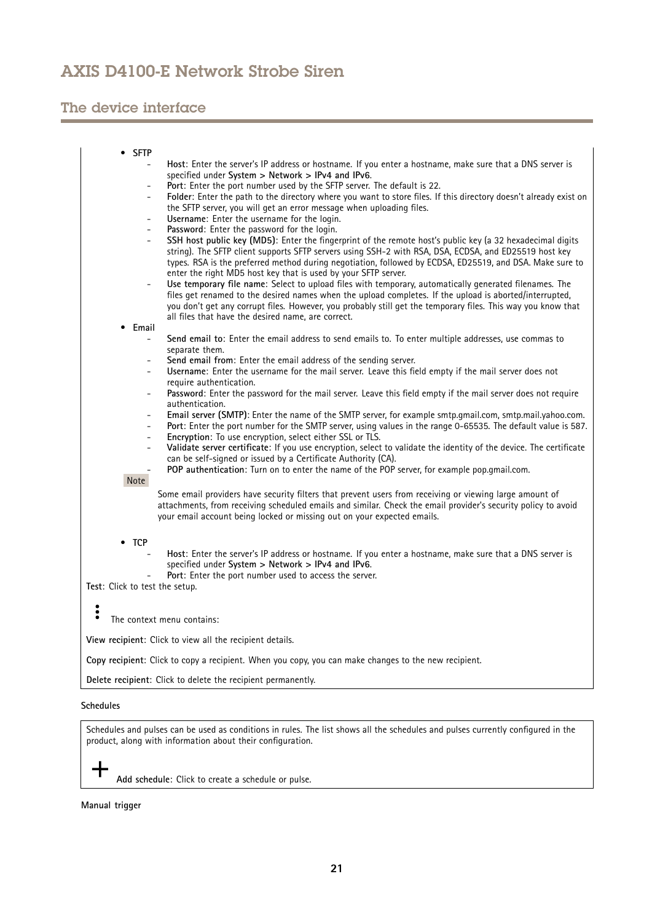- **SFTP**
  - **Host**: Enter the server's IP address or hostname. If you enter a hostname, make sure that a DNS server is specified under **System > Network > IPv4 and IPv6**.
  - **Port**: Enter the port number used by the SFTP server. The default is 22.
  - **Folder**: Enter the path to the directory where you want to store files. If this directory doesn't already exist on the SFTP server, you will get an error message when uploading files.
  - **Username**: Enter the username for the login.
  - **Password**: Enter the password for the login.
  - **SSH host public key (MD5)**: Enter the fingerprint of the remote host's public key (a 32 hexadecimal digits string). The SFTP client supports SFTP servers using SSH-2 with RSA, DSA, ECDSA, and ED25519 host key types. RSA is the preferred method during negotiation, followed by ECDSA, ED25519, and DSA. Make sure to enter the right MD5 host key that is used by your SFTP server.
  - **Use temporary file name**: Select to upload files with temporary, automatically generated filenames. The files get renamed to the desired names when the upload completes. If the upload is aborted/interrupted, you don't get any corrupt files. However, you probably still get the temporary files. This way you know that all files that have the desired name, are correct.
- **Email**
  - **Send email to**: Enter the email address to send emails to. To enter multiple addresses, use commas to separate them.
  - **Send email from**: Enter the email address of the sending server.
  - **Username**: Enter the username for the mail server. Leave this field empty if the mail server does not require authentication.
  - **Password**: Enter the password for the mail server. Leave this field empty if the mail server does not require authentication.
  - **Email server (SMTP)**: Enter the name of the SMTP server, for example smtp.gmail.com, smtp.mail.yahoo.com.
  - **Port**: Enter the port number for the SMTP server, using values in the range 0-65535. The default value is 587.
  - **Encryption**: To use encryption, select either SSL or TLS.
  - **Validate server certificate**: If you use encryption, select to validate the identity of the device. The certificate can be self-signed or issued by a Certificate Authority (CA).
  - **POP authentication**: Turn on to enter the name of the POP server, for example pop.gmail.com.

  Note

  Some email providers have security filters that prevent users from receiving or viewing large amount of attachments, from receiving scheduled emails and similar. Check the email provider's security policy to avoid your email account being locked or missing out on your expected emails.

- **TCP**
  - **Host**: Enter the server's IP address or hostname. If you enter a hostname, make sure that a DNS server is specified under **System > Network > IPv4 and IPv6**.
  - **Port**: Enter the port number used to access the server.

**Test**: Click to test the setup.

⋮ The context menu contains:

**View recipient**: Click to view all the recipient details.

**Copy recipient**: Click to copy a recipient. When you copy, you can make changes to the new recipient.

**Delete recipient**: Click to delete the recipient permanently.

**Schedules**

Schedules and pulses can be used as conditions in rules. The list shows all the schedules and pulses currently configured in the product, along with information about their configuration.

+ **Add schedule**: Click to create a schedule or pulse.

**Manual trigger**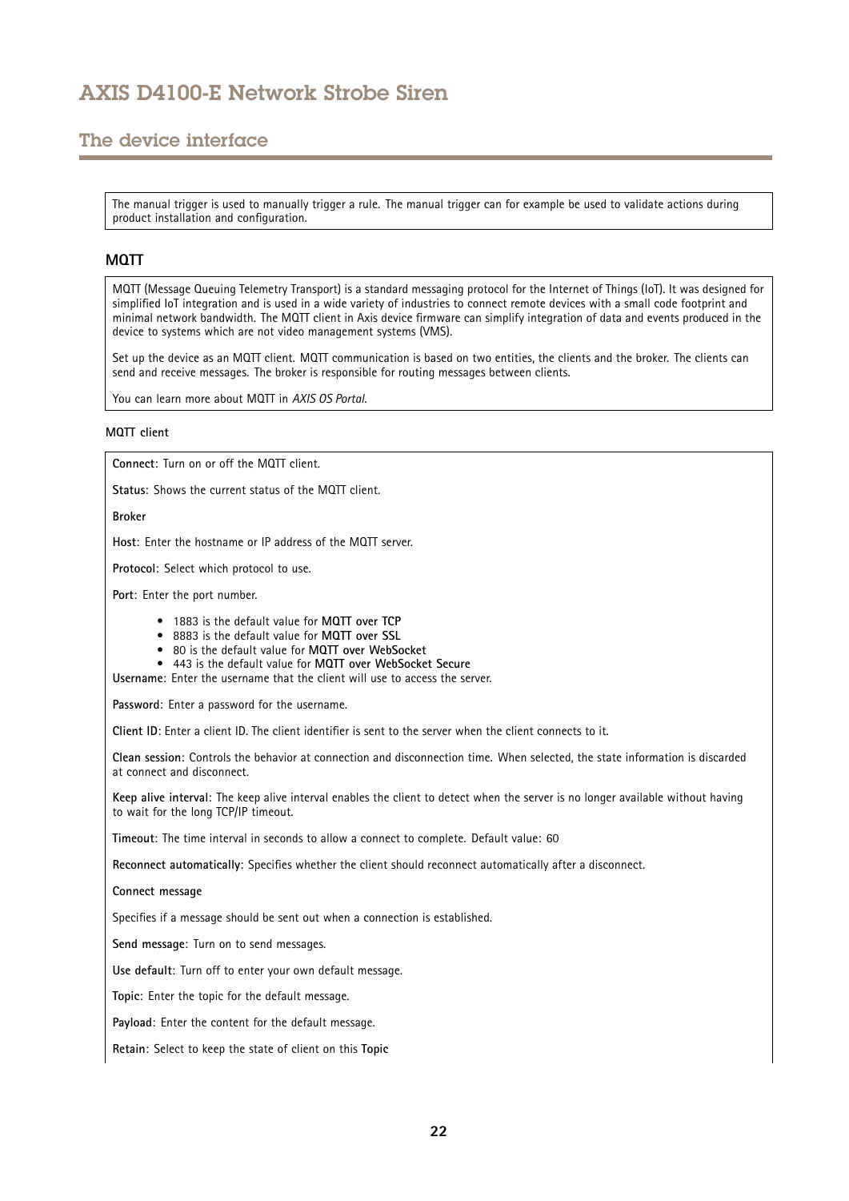The manual trigger is used to manually trigger a rule. The manual trigger can for example be used to validate actions during product installation and configuration.

### MQTT

MQTT (Message Queuing Telemetry Transport) is a standard messaging protocol for the Internet of Things (IoT). It was designed for simplified IoT integration and is used in a wide variety of industries to connect remote devices with a small code footprint and minimal network bandwidth. The MQTT client in Axis device firmware can simplify integration of data and events produced in the device to systems which are not video management systems (VMS).

Set up the device as an MQTT client. MQTT communication is based on two entities, the clients and the broker. The clients can send and receive messages. The broker is responsible for routing messages between clients.

You can learn more about MQTT in *AXIS OS Portal*.

#### MQTT client

**Connect**: Turn on or off the MQTT client.

**Status**: Shows the current status of the MQTT client.

**Broker**

**Host**: Enter the hostname or IP address of the MQTT server.

**Protocol**: Select which protocol to use.

**Port**: Enter the port number.

- 1883 is the default value for **MQTT over TCP**
- 8883 is the default value for **MQTT over SSL**
- 80 is the default value for **MQTT over WebSocket**
- 443 is the default value for **MQTT over WebSocket Secure**

**Username**: Enter the username that the client will use to access the server.

**Password**: Enter a password for the username.

**Client ID**: Enter a client ID. The client identifier is sent to the server when the client connects to it.

**Clean session**: Controls the behavior at connection and disconnection time. When selected, the state information is discarded at connect and disconnect.

**Keep alive interval**: The keep alive interval enables the client to detect when the server is no longer available without having to wait for the long TCP/IP timeout.

**Timeout**: The time interval in seconds to allow a connect to complete. Default value: 60

**Reconnect automatically**: Specifies whether the client should reconnect automatically after a disconnect.

**Connect message**

Specifies if a message should be sent out when a connection is established.

**Send message**: Turn on to send messages.

**Use default**: Turn off to enter your own default message.

**Topic**: Enter the topic for the default message.

**Payload**: Enter the content for the default message.

**Retain**: Select to keep the state of client on this **Topic**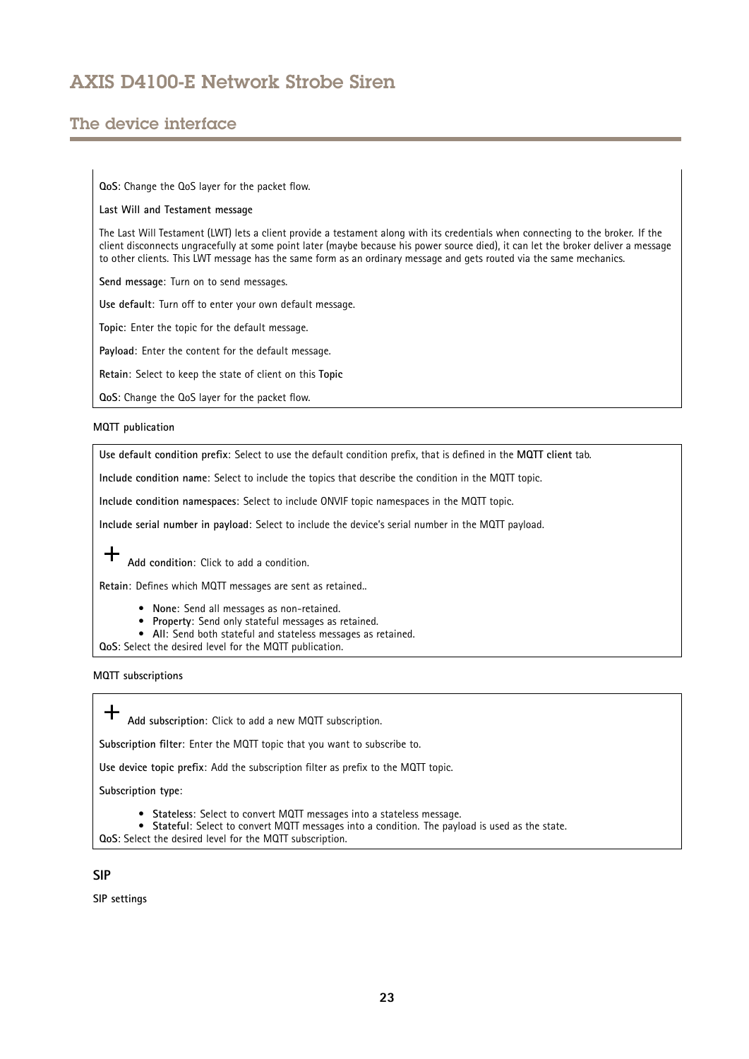**QoS**: Change the QoS layer for the packet flow.

**Last Will and Testament message**

The Last Will Testament (LWT) lets a client provide a testament along with its credentials when connecting to the broker. If the client disconnects ungracefully at some point later (maybe because his power source died), it can let the broker deliver a message to other clients. This LWT message has the same form as an ordinary message and gets routed via the same mechanics.

**Send message**: Turn on to send messages.

**Use default**: Turn off to enter your own default message.

**Topic**: Enter the topic for the default message.

**Payload**: Enter the content for the default message.

**Retain**: Select to keep the state of client on this **Topic**

**QoS**: Change the QoS layer for the packet flow.

**MQTT publication**

**Use default condition prefix**: Select to use the default condition prefix, that is defined in the **MQTT client** tab.

**Include condition name**: Select to include the topics that describe the condition in the MQTT topic.

**Include condition namespaces**: Select to include ONVIF topic namespaces in the MQTT topic.

**Include serial number in payload**: Select to include the device's serial number in the MQTT payload.

+ **Add condition**: Click to add a condition.

**Retain**: Defines which MQTT messages are sent as retained..

- **None**: Send all messages as non-retained.
- **Property**: Send only stateful messages as retained.
- **All**: Send both stateful and stateless messages as retained.

**QoS**: Select the desired level for the MQTT publication.

**MQTT subscriptions**

+ **Add subscription**: Click to add a new MQTT subscription.

**Subscription filter**: Enter the MQTT topic that you want to subscribe to.

**Use device topic prefix**: Add the subscription filter as prefix to the MQTT topic.

**Subscription type**:

- **Stateless**: Select to convert MQTT messages into a stateless message.
- **Stateful**: Select to convert MQTT messages into a condition. The payload is used as the state.

**QoS**: Select the desired level for the MQTT subscription.

## SIP

**SIP settings**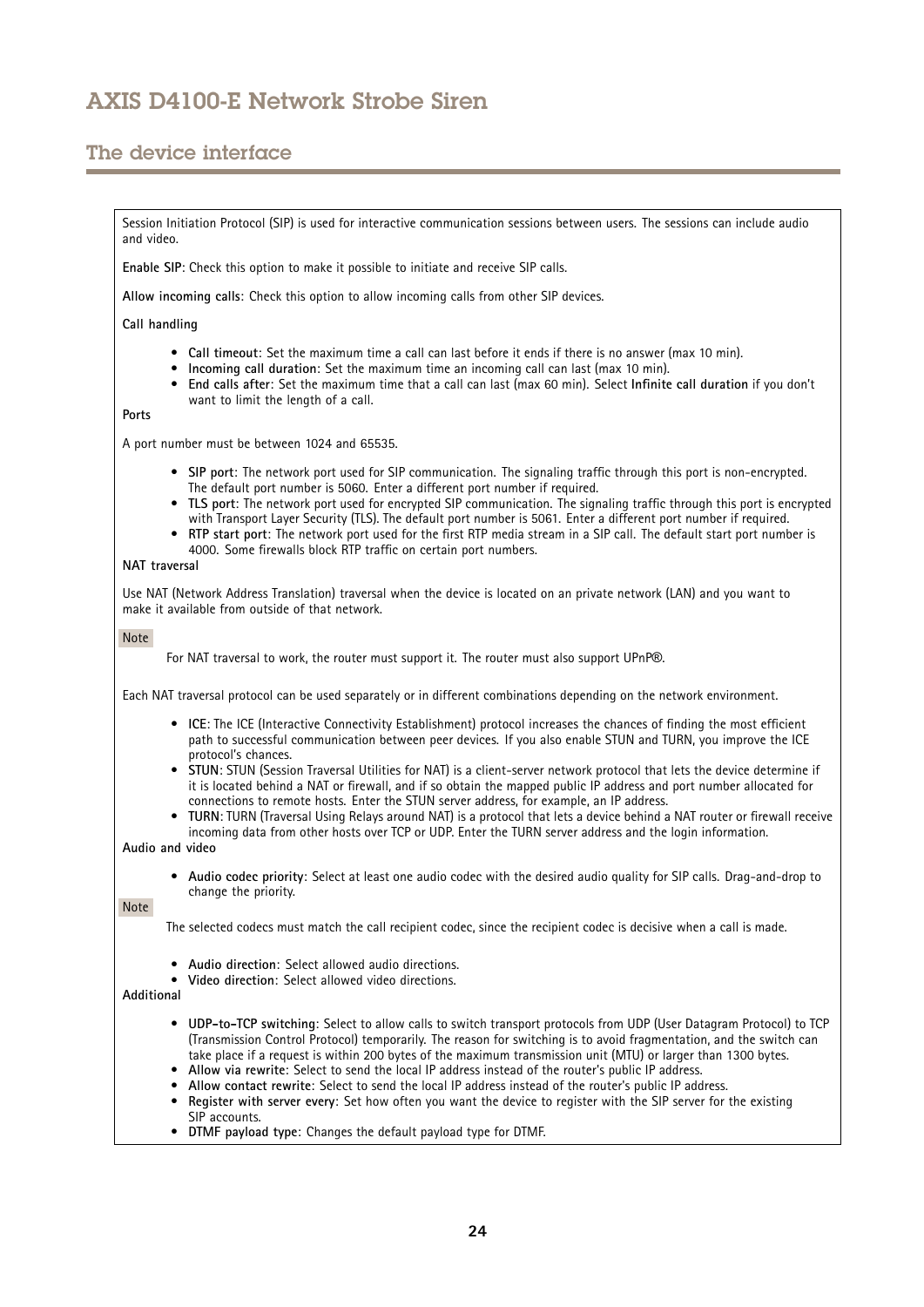Session Initiation Protocol (SIP) is used for interactive communication sessions between users. The sessions can include audio and video.

**Enable SIP**: Check this option to make it possible to initiate and receive SIP calls.

**Allow incoming calls**: Check this option to allow incoming calls from other SIP devices.

**Call handling**

- **Call timeout**: Set the maximum time a call can last before it ends if there is no answer (max 10 min).
- **Incoming call duration**: Set the maximum time an incoming call can last (max 10 min).
- **End calls after**: Set the maximum time that a call can last (max 60 min). Select **Infinite call duration** if you don't want to limit the length of a call.

**Ports**

A port number must be between 1024 and 65535.

- **SIP port**: The network port used for SIP communication. The signaling traffic through this port is non-encrypted. The default port number is 5060. Enter a different port number if required.
- **TLS port**: The network port used for encrypted SIP communication. The signaling traffic through this port is encrypted with Transport Layer Security (TLS). The default port number is 5061. Enter a different port number if required.
- **RTP start port**: The network port used for the first RTP media stream in a SIP call. The default start port number is 4000. Some firewalls block RTP traffic on certain port numbers.

**NAT traversal**

Use NAT (Network Address Translation) traversal when the device is located on an private network (LAN) and you want to make it available from outside of that network.

Note

For NAT traversal to work, the router must support it. The router must also support UPnP®.

Each NAT traversal protocol can be used separately or in different combinations depending on the network environment.

- **ICE**: The ICE (Interactive Connectivity Establishment) protocol increases the chances of finding the most efficient path to successful communication between peer devices. If you also enable STUN and TURN, you improve the ICE protocol's chances.
- **STUN**: STUN (Session Traversal Utilities for NAT) is a client-server network protocol that lets the device determine if it is located behind a NAT or firewall, and if so obtain the mapped public IP address and port number allocated for connections to remote hosts. Enter the STUN server address, for example, an IP address.
- **TURN**: TURN (Traversal Using Relays around NAT) is a protocol that lets a device behind a NAT router or firewall receive incoming data from other hosts over TCP or UDP. Enter the TURN server address and the login information.

**Audio and video**

- **Audio codec priority**: Select at least one audio codec with the desired audio quality for SIP calls. Drag-and-drop to change the priority.

Note

The selected codecs must match the call recipient codec, since the recipient codec is decisive when a call is made.

- **Audio direction**: Select allowed audio directions.
- **Video direction**: Select allowed video directions.

**Additional**

- **UDP-to-TCP switching**: Select to allow calls to switch transport protocols from UDP (User Datagram Protocol) to TCP (Transmission Control Protocol) temporarily. The reason for switching is to avoid fragmentation, and the switch can take place if a request is within 200 bytes of the maximum transmission unit (MTU) or larger than 1300 bytes.
- **Allow via rewrite**: Select to send the local IP address instead of the router's public IP address.
- **Allow contact rewrite**: Select to send the local IP address instead of the router's public IP address.
- **Register with server every**: Set how often you want the device to register with the SIP server for the existing SIP accounts.
- **DTMF payload type**: Changes the default payload type for DTMF.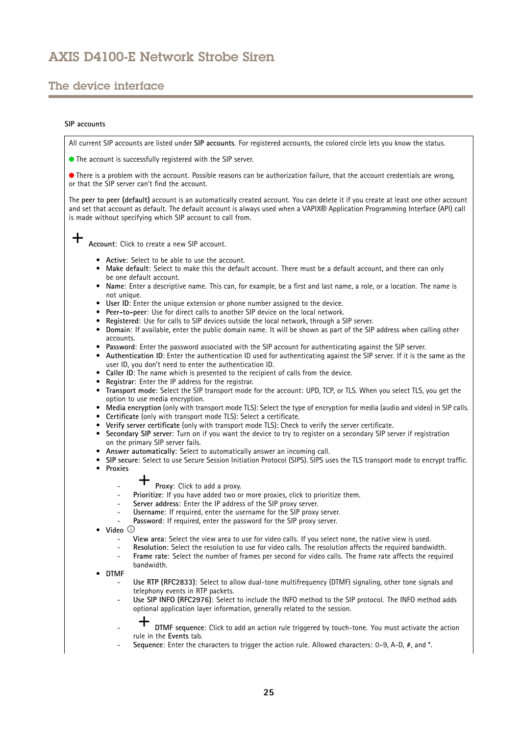SIP accounts

All current SIP accounts are listed under **SIP accounts**. For registered accounts, the colored circle lets you know the status.

● The account is successfully registered with the SIP server.

● There is a problem with the account. Possible reasons can be authorization failure, that the account credentials are wrong, or that the SIP server can't find the account.

The **peer to peer (default)** account is an automatically created account. You can delete it if you create at least one other account and set that account as default. The default account is always used when a VAPIX® Application Programming Interface (API) call is made without specifying which SIP account to call from.

+ **Account**: Click to create a new SIP account.

- **Active**: Select to be able to use the account.
- **Make default**: Select to make this the default account. There must be a default account, and there can only be one default account.
- **Name**: Enter a descriptive name. This can, for example, be a first and last name, a role, or a location. The name is not unique.
- **User ID**: Enter the unique extension or phone number assigned to the device.
- **Peer-to-peer**: Use for direct calls to another SIP device on the local network.
- **Registered**: Use for calls to SIP devices outside the local network, through a SIP server.
- **Domain**: If available, enter the public domain name. It will be shown as part of the SIP address when calling other accounts.
- **Password**: Enter the password associated with the SIP account for authenticating against the SIP server.
- **Authentication ID**: Enter the authentication ID used for authenticating against the SIP server. If it is the same as the user ID, you don't need to enter the authentication ID.
- **Caller ID**: The name which is presented to the recipient of calls from the device.
- **Registrar**: Enter the IP address for the registrar.
- **Transport mode**: Select the SIP transport mode for the account: UPD, TCP, or TLS. When you select TLS, you get the option to use media encryption.
- **Media encryption** (only with transport mode TLS): Select the type of encryption for media (audio and video) in SIP calls.
- **Certificate** (only with transport mode TLS): Select a certificate.
- **Verify server certificate** (only with transport mode TLS): Check to verify the server certificate.
- **Secondary SIP server**: Turn on if you want the device to try to register on a secondary SIP server if registration on the primary SIP server fails.
- **Answer automatically**: Select to automatically answer an incoming call.
- **SIP secure**: Select to use Secure Session Initiation Protocol (SIPS). SIPS uses the TLS transport mode to encrypt traffic.
- **Proxies**
  - + **Proxy**: Click to add a proxy.
  - **Prioritize**: If you have added two or more proxies, click to prioritize them.
  - **Server address**: Enter the IP address of the SIP proxy server.
  - **Username**: If required, enter the username for the SIP proxy server.
  - **Password**: If required, enter the password for the SIP proxy server.
- **Video** ⓘ
  - **View area**: Select the view area to use for video calls. If you select none, the native view is used.
  - **Resolution**: Select the resolution to use for video calls. The resolution affects the required bandwidth.
  - **Frame rate**: Select the number of frames per second for video calls. The frame rate affects the required bandwidth.
- **DTMF**
  - **Use RTP (RFC2833)**: Select to allow dual-tone multifrequency (DTMF) signaling, other tone signals and telephony events in RTP packets.
  - **Use SIP INFO (RFC2976)**: Select to include the INFO method to the SIP protocol. The INFO method adds optional application layer information, generally related to the session.
  - + **DTMF sequence**: Click to add an action rule triggered by touch-tone. You must activate the action rule in the **Events** tab.
  - **Sequence**: Enter the characters to trigger the action rule. Allowed characters: 0–9, A-D, #, and *.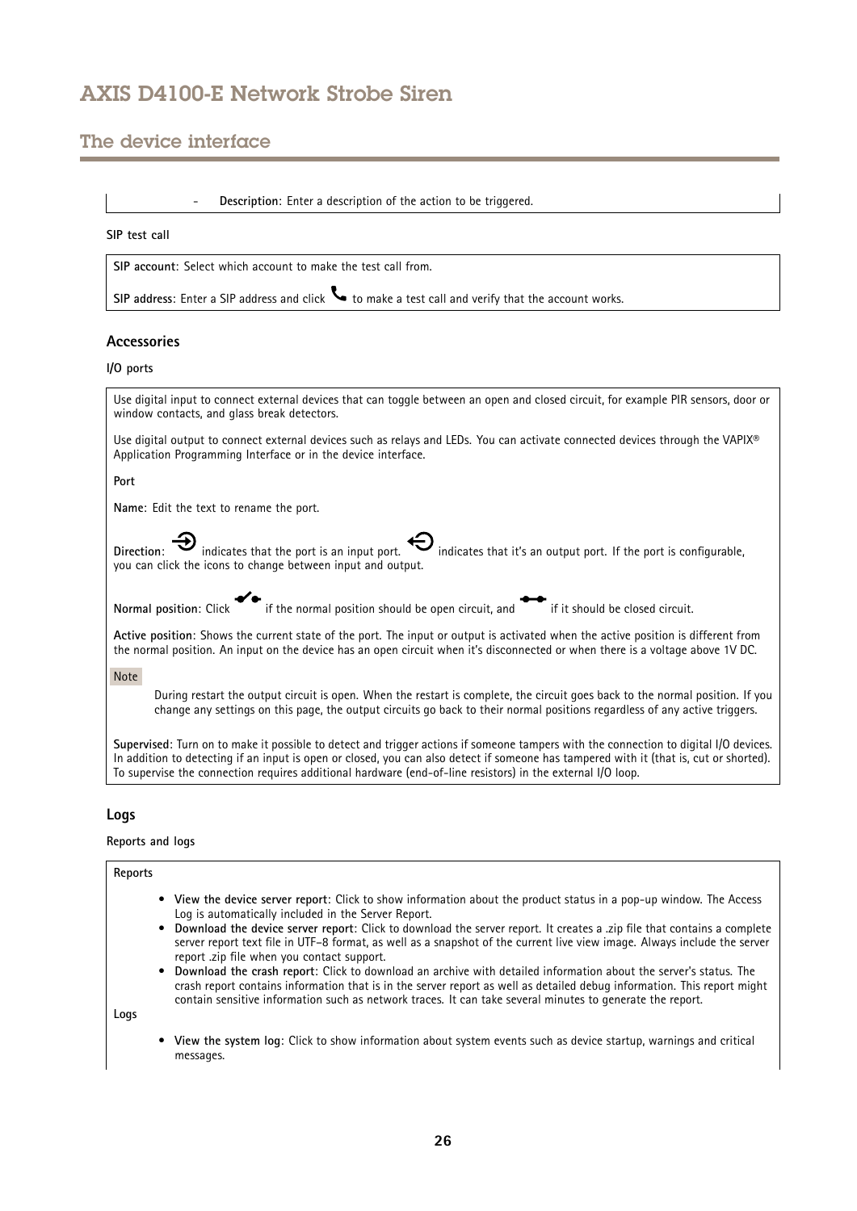- **Description**: Enter a description of the action to be triggered.

**SIP test call**

**SIP account**: Select which account to make the test call from.

**SIP address**: Enter a SIP address and click to make a test call and verify that the account works.

### Accessories

**I/O ports**

Use digital input to connect external devices that can toggle between an open and closed circuit, for example PIR sensors, door or window contacts, and glass break detectors.

Use digital output to connect external devices such as relays and LEDs. You can activate connected devices through the VAPIX® Application Programming Interface or in the device interface.

**Port**

**Name**: Edit the text to rename the port.

**Direction**: indicates that the port is an input port. indicates that it's an output port. If the port is configurable, you can click the icons to change between input and output.

**Normal position**: Click if the normal position should be open circuit, and if it should be closed circuit.

**Active position**: Shows the current state of the port. The input or output is activated when the active position is different from the normal position. An input on the device has an open circuit when it's disconnected or when there is a voltage above 1V DC.

Note

During restart the output circuit is open. When the restart is complete, the circuit goes back to the normal position. If you change any settings on this page, the output circuits go back to their normal positions regardless of any active triggers.

**Supervised**: Turn on to make it possible to detect and trigger actions if someone tampers with the connection to digital I/O devices. In addition to detecting if an input is open or closed, you can also detect if someone has tampered with it (that is, cut or shorted). To supervise the connection requires additional hardware (end-of-line resistors) in the external I/O loop.

### Logs

**Reports and logs**

**Reports**

- **View the device server report**: Click to show information about the product status in a pop-up window. The Access Log is automatically included in the Server Report.
- **Download the device server report**: Click to download the server report. It creates a .zip file that contains a complete server report text file in UTF–8 format, as well as a snapshot of the current live view image. Always include the server report .zip file when you contact support.
- **Download the crash report**: Click to download an archive with detailed information about the server's status. The crash report contains information that is in the server report as well as detailed debug information. This report might contain sensitive information such as network traces. It can take several minutes to generate the report.

**Logs**

- **View the system log**: Click to show information about system events such as device startup, warnings and critical messages.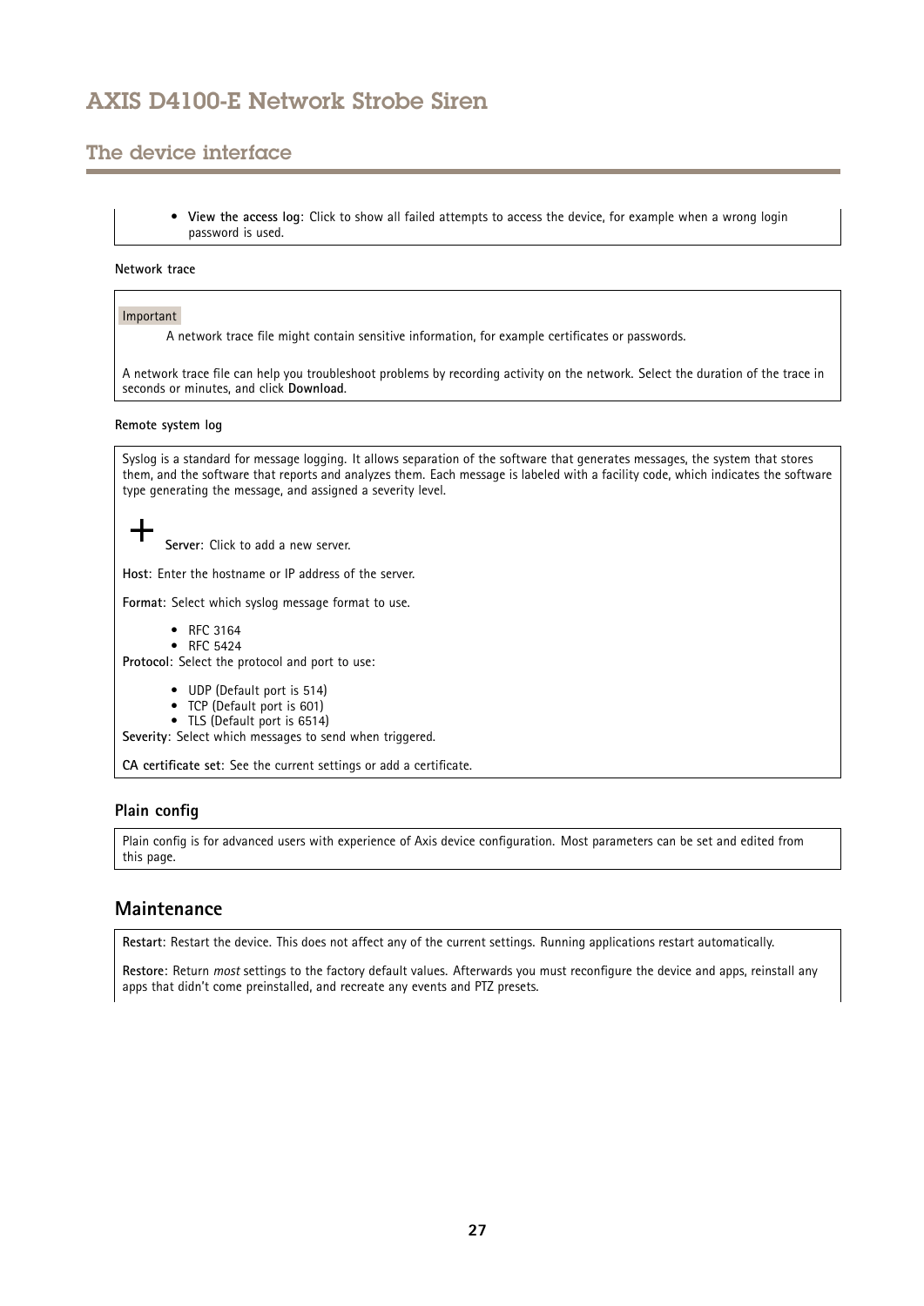- **View the access log**: Click to show all failed attempts to access the device, for example when a wrong login password is used.

**Network trace**

Important

A network trace file might contain sensitive information, for example certificates or passwords.

A network trace file can help you troubleshoot problems by recording activity on the network. Select the duration of the trace in seconds or minutes, and click **Download**.

**Remote system log**

Syslog is a standard for message logging. It allows separation of the software that generates messages, the system that stores them, and the software that reports and analyzes them. Each message is labeled with a facility code, which indicates the software type generating the message, and assigned a severity level.

+ **Server**: Click to add a new server.

**Host**: Enter the hostname or IP address of the server.

**Format**: Select which syslog message format to use.

- RFC 3164
- RFC 5424

**Protocol**: Select the protocol and port to use:

- UDP (Default port is 514)
- TCP (Default port is 601)
- TLS (Default port is 6514)

**Severity**: Select which messages to send when triggered.

**CA certificate set**: See the current settings or add a certificate.

### Plain config

Plain config is for advanced users with experience of Axis device configuration. Most parameters can be set and edited from this page.

## Maintenance

**Restart**: Restart the device. This does not affect any of the current settings. Running applications restart automatically.

**Restore**: Return *most* settings to the factory default values. Afterwards you must reconfigure the device and apps, reinstall any apps that didn't come preinstalled, and recreate any events and PTZ presets.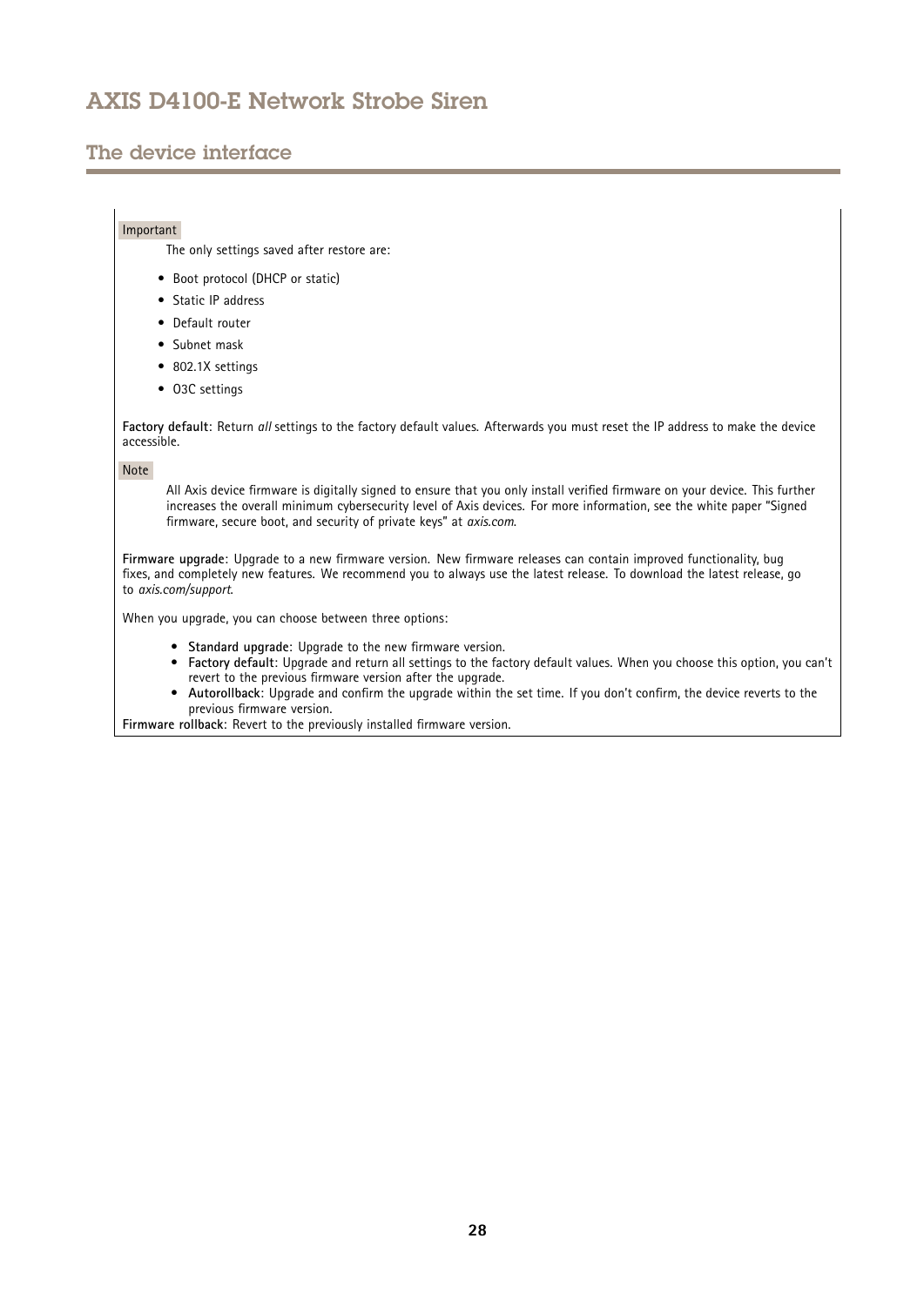Important

The only settings saved after restore are:

- Boot protocol (DHCP or static)
- Static IP address
- Default router
- Subnet mask
- 802.1X settings
- O3C settings

**Factory default**: Return *all* settings to the factory default values. Afterwards you must reset the IP address to make the device accessible.

Note

All Axis device firmware is digitally signed to ensure that you only install verified firmware on your device. This further increases the overall minimum cybersecurity level of Axis devices. For more information, see the white paper "Signed firmware, secure boot, and security of private keys" at *axis.com*.

**Firmware upgrade**: Upgrade to a new firmware version. New firmware releases can contain improved functionality, bug fixes, and completely new features. We recommend you to always use the latest release. To download the latest release, go to *axis.com/support*.

When you upgrade, you can choose between three options:

- **Standard upgrade**: Upgrade to the new firmware version.
- **Factory default**: Upgrade and return all settings to the factory default values. When you choose this option, you can't revert to the previous firmware version after the upgrade.
- **Autorollback**: Upgrade and confirm the upgrade within the set time. If you don't confirm, the device reverts to the previous firmware version.

**Firmware rollback**: Revert to the previously installed firmware version.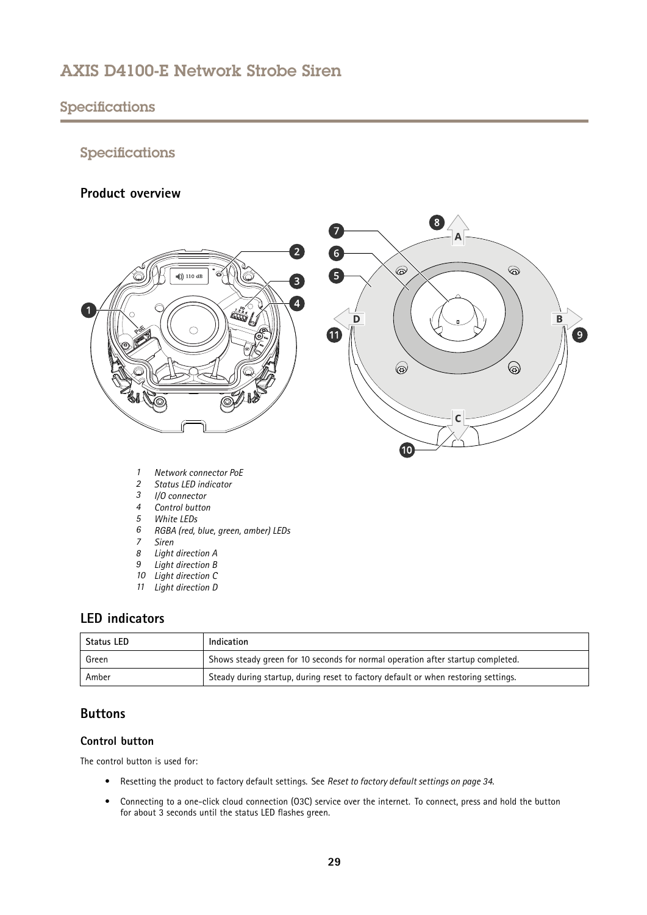# Specifications

## Product overview

1. *Network connector PoE*
2. *Status LED indicator*
3. *I/O connector*
4. *Control button*
5. *White LEDs*
6. *RGBA (red, blue, green, amber) LEDs*
7. *Siren*
8. *Light direction A*
9. *Light direction B*
10. *Light direction C*
11. *Light direction D*

## LED indicators

| Status LED | Indication |
| --- | --- |
| Green | Shows steady green for 10 seconds for normal operation after startup completed. |
| Amber | Steady during startup, during reset to factory default or when restoring settings. |

## Buttons

### Control button

The control button is used for:

- Resetting the product to factory default settings. See *Reset to factory default settings on page 34*.
- Connecting to a one-click cloud connection (O3C) service over the internet. To connect, press and hold the button for about 3 seconds until the status LED flashes green.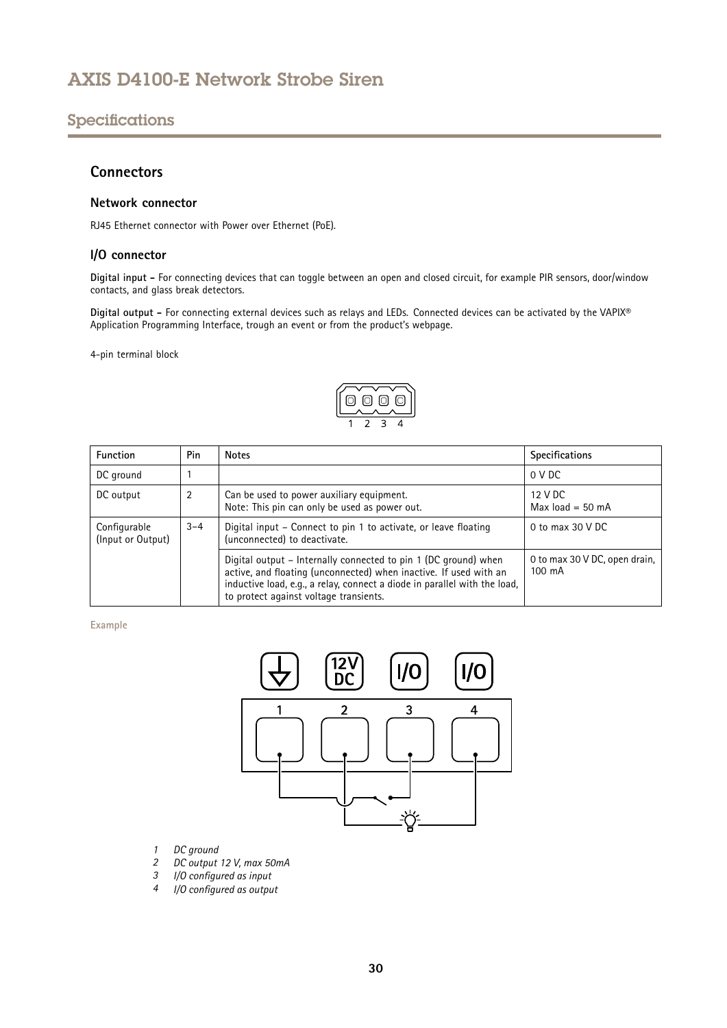## Connectors

### Network connector

RJ45 Ethernet connector with Power over Ethernet (PoE).

### I/O connector

**Digital input –** For connecting devices that can toggle between an open and closed circuit, for example PIR sensors, door/window contacts, and glass break detectors.

**Digital output –** For connecting external devices such as relays and LEDs. Connected devices can be activated by the VAPIX® Application Programming Interface, trough an event or from the product's webpage.

4-pin terminal block

| Function | Pin | Notes | Specifications |
| --- | --- | --- | --- |
| DC ground | 1 | | 0 V DC |
| DC output | 2 | Can be used to power auxiliary equipment.<br>Note: This pin can only be used as power out. | 12 V DC<br>Max load = 50 mA |
| Configurable (Input or Output) | 3–4 | Digital input – Connect to pin 1 to activate, or leave floating (unconnected) to deactivate. | 0 to max 30 V DC |
| | | Digital output – Internally connected to pin 1 (DC ground) when active, and floating (unconnected) when inactive. If used with an inductive load, e.g., a relay, connect a diode in parallel with the load, to protect against voltage transients. | 0 to max 30 V DC, open drain, 100 mA |

Example

1 *DC ground*
2 *DC output 12 V, max 50mA*
3 *I/O configured as input*
4 *I/O configured as output*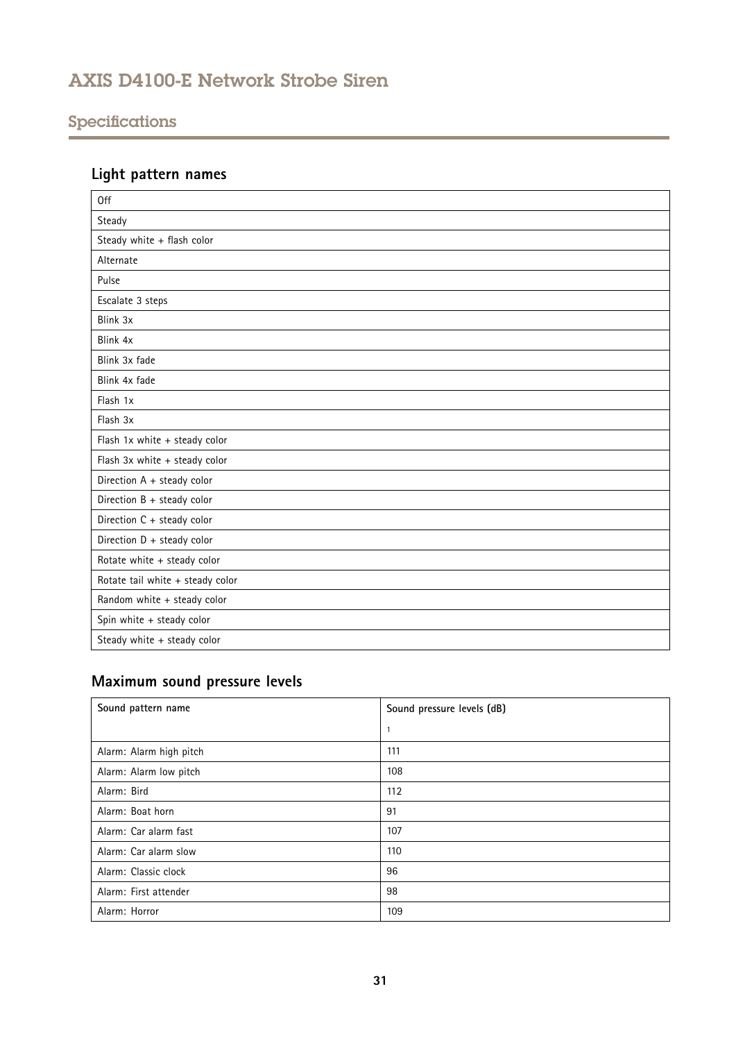## Light pattern names

| Off |
|---|
| Steady |
| Steady white + flash color |
| Alternate |
| Pulse |
| Escalate 3 steps |
| Blink 3x |
| Blink 4x |
| Blink 3x fade |
| Blink 4x fade |
| Flash 1x |
| Flash 3x |
| Flash 1x white + steady color |
| Flash 3x white + steady color |
| Direction A + steady color |
| Direction B + steady color |
| Direction C + steady color |
| Direction D + steady color |
| Rotate white + steady color |
| Rotate tail white + steady color |
| Random white + steady color |
| Spin white + steady color |
| Steady white + steady color |

## Maximum sound pressure levels

| Sound pattern name | Sound pressure levels (dB) [1] |
|---|---|
| Alarm: Alarm high pitch | 111 |
| Alarm: Alarm low pitch | 108 |
| Alarm: Bird | 112 |
| Alarm: Boat horn | 91 |
| Alarm: Car alarm fast | 107 |
| Alarm: Car alarm slow | 110 |
| Alarm: Classic clock | 96 |
| Alarm: First attender | 98 |
| Alarm: Horror | 109 |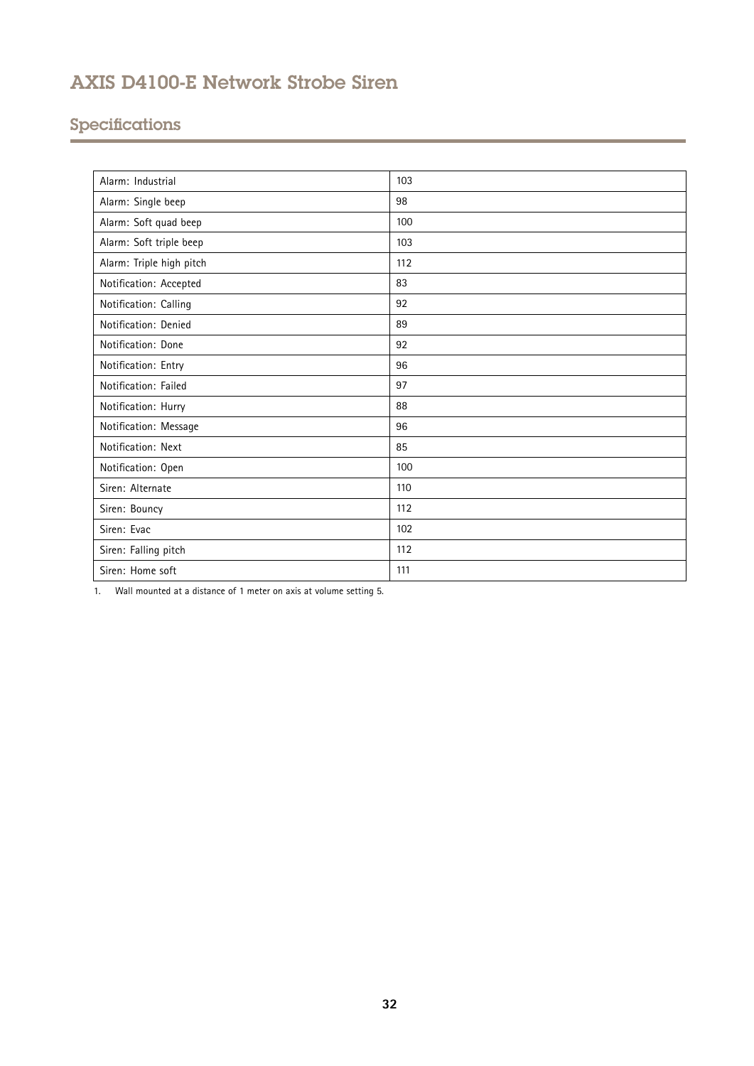## Specifications

| | |
|---|---|
| Alarm: Industrial | 103 |
| Alarm: Single beep | 98 |
| Alarm: Soft quad beep | 100 |
| Alarm: Soft triple beep | 103 |
| Alarm: Triple high pitch | 112 |
| Notification: Accepted | 83 |
| Notification: Calling | 92 |
| Notification: Denied | 89 |
| Notification: Done | 92 |
| Notification: Entry | 96 |
| Notification: Failed | 97 |
| Notification: Hurry | 88 |
| Notification: Message | 96 |
| Notification: Next | 85 |
| Notification: Open | 100 |
| Siren: Alternate | 110 |
| Siren: Bouncy | 112 |
| Siren: Evac | 102 |
| Siren: Falling pitch | 112 |
| Siren: Home soft | 111 |

1. Wall mounted at a distance of 1 meter on axis at volume setting 5.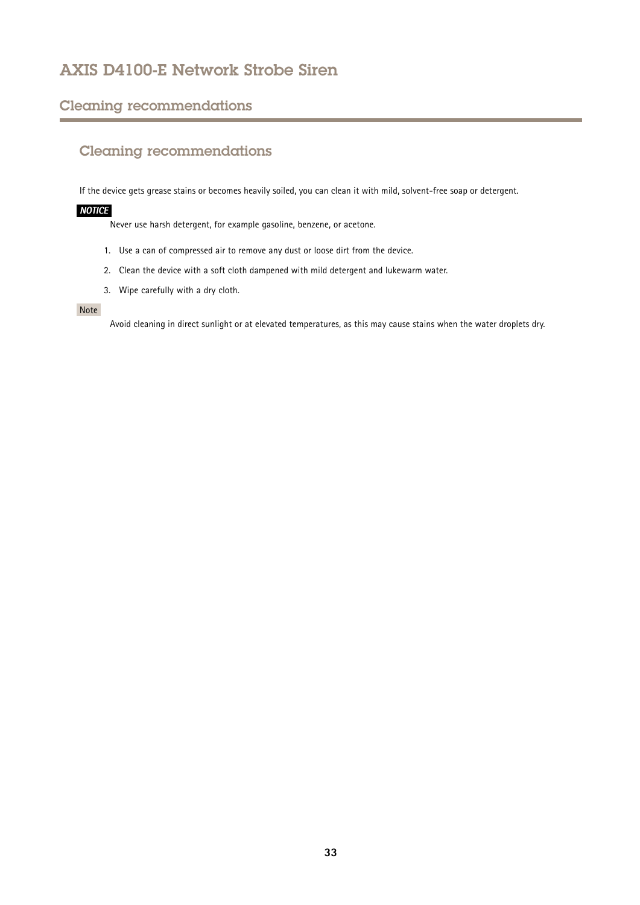# Cleaning recommendations

## Cleaning recommendations

If the device gets grease stains or becomes heavily soiled, you can clean it with mild, solvent-free soap or detergent.

***NOTICE***

Never use harsh detergent, for example gasoline, benzene, or acetone.

1. Use a can of compressed air to remove any dust or loose dirt from the device.
2. Clean the device with a soft cloth dampened with mild detergent and lukewarm water.
3. Wipe carefully with a dry cloth.

**Note**

Avoid cleaning in direct sunlight or at elevated temperatures, as this may cause stains when the water droplets dry.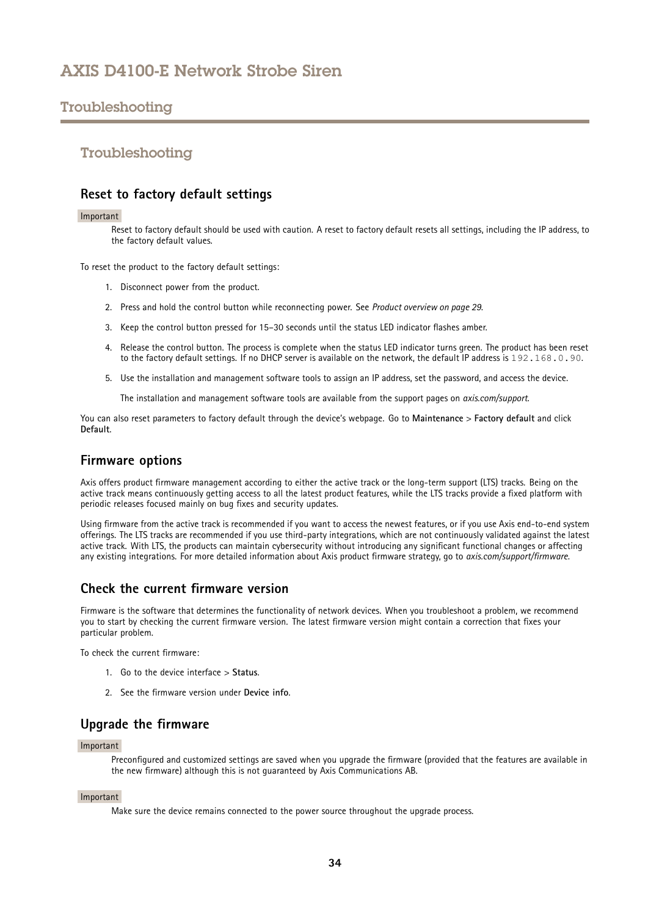# Troubleshooting

## Reset to factory default settings

Important

Reset to factory default should be used with caution. A reset to factory default resets all settings, including the IP address, to the factory default values.

To reset the product to the factory default settings:

1. Disconnect power from the product.
2. Press and hold the control button while reconnecting power. See *Product overview on page 29*.
3. Keep the control button pressed for 15–30 seconds until the status LED indicator flashes amber.
4. Release the control button. The process is complete when the status LED indicator turns green. The product has been reset to the factory default settings. If no DHCP server is available on the network, the default IP address is `192.168.0.90`.
5. Use the installation and management software tools to assign an IP address, set the password, and access the device.

   The installation and management software tools are available from the support pages on *axis.com/support*.

You can also reset parameters to factory default through the device's webpage. Go to **Maintenance** > **Factory default** and click **Default**.

## Firmware options

Axis offers product firmware management according to either the active track or the long-term support (LTS) tracks. Being on the active track means continuously getting access to all the latest product features, while the LTS tracks provide a fixed platform with periodic releases focused mainly on bug fixes and security updates.

Using firmware from the active track is recommended if you want to access the newest features, or if you use Axis end-to-end system offerings. The LTS tracks are recommended if you use third-party integrations, which are not continuously validated against the latest active track. With LTS, the products can maintain cybersecurity without introducing any significant functional changes or affecting any existing integrations. For more detailed information about Axis product firmware strategy, go to *axis.com/support/firmware*.

## Check the current firmware version

Firmware is the software that determines the functionality of network devices. When you troubleshoot a problem, we recommend you to start by checking the current firmware version. The latest firmware version might contain a correction that fixes your particular problem.

To check the current firmware:

1. Go to the device interface > **Status**.
2. See the firmware version under **Device info**.

## Upgrade the firmware

Important

Preconfigured and customized settings are saved when you upgrade the firmware (provided that the features are available in the new firmware) although this is not guaranteed by Axis Communications AB.

Important

Make sure the device remains connected to the power source throughout the upgrade process.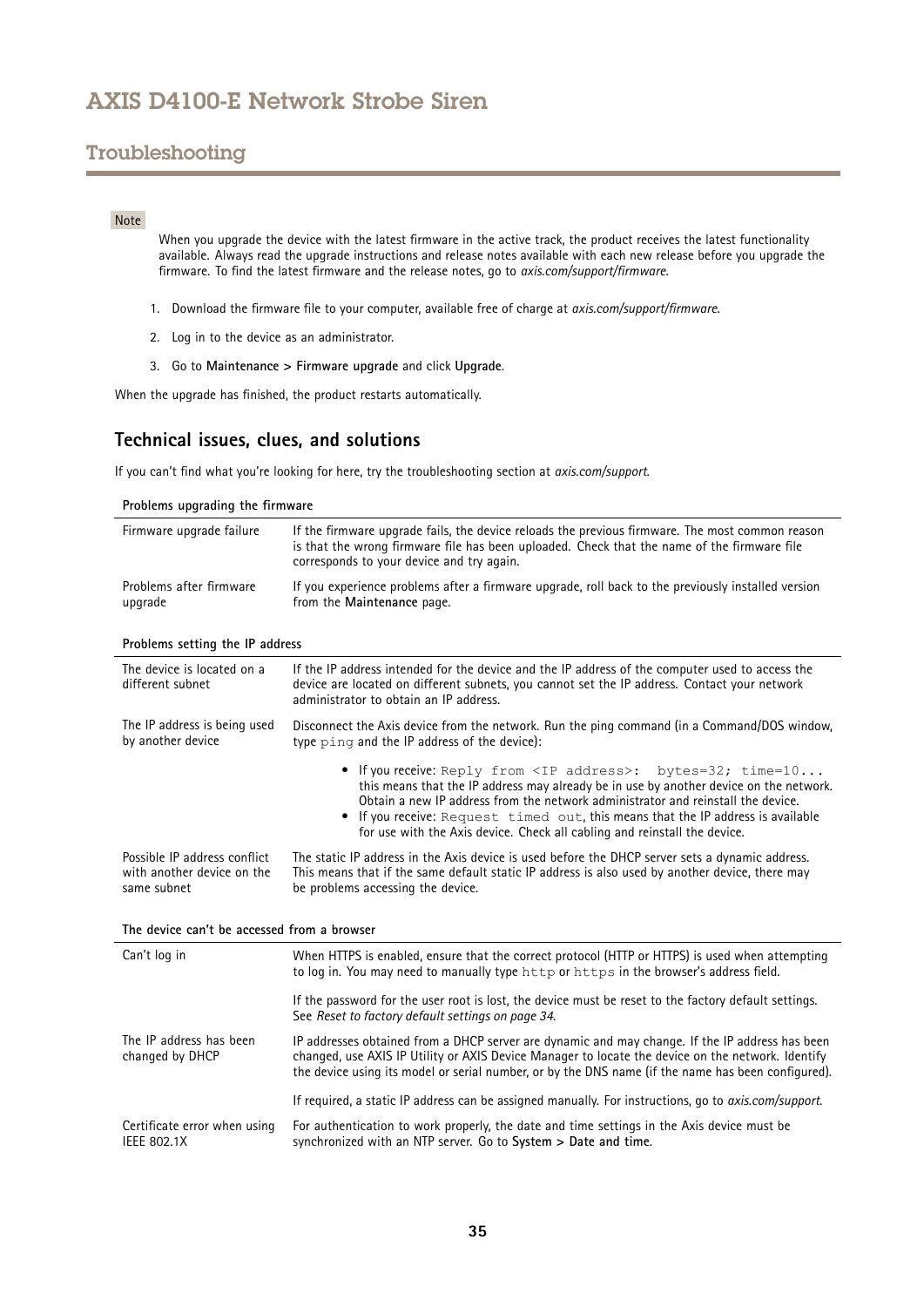## Troubleshooting

Note

When you upgrade the device with the latest firmware in the active track, the product receives the latest functionality available. Always read the upgrade instructions and release notes available with each new release before you upgrade the firmware. To find the latest firmware and the release notes, go to *axis.com/support/firmware*.

1. Download the firmware file to your computer, available free of charge at *axis.com/support/firmware*.
2. Log in to the device as an administrator.
3. Go to **Maintenance > Firmware upgrade** and click **Upgrade**.

When the upgrade has finished, the product restarts automatically.

### Technical issues, clues, and solutions

If you can't find what you're looking for here, try the troubleshooting section at *axis.com/support*.

**Problems upgrading the firmware**

| | |
|---|---|
| Firmware upgrade failure | If the firmware upgrade fails, the device reloads the previous firmware. The most common reason is that the wrong firmware file has been uploaded. Check that the name of the firmware file corresponds to your device and try again. |
| Problems after firmware upgrade | If you experience problems after a firmware upgrade, roll back to the previously installed version from the **Maintenance** page. |

**Problems setting the IP address**

| | |
|---|---|
| The device is located on a different subnet | If the IP address intended for the device and the IP address of the computer used to access the device are located on different subnets, you cannot set the IP address. Contact your network administrator to obtain an IP address. |
| The IP address is being used by another device | Disconnect the Axis device from the network. Run the ping command (in a Command/DOS window, type `ping` and the IP address of the device):<br>• If you receive: `Reply from <IP address>: bytes=32; time=10...` this means that the IP address may already be in use by another device on the network. Obtain a new IP address from the network administrator and reinstall the device.<br>• If you receive: `Request timed out`, this means that the IP address is available for use with the Axis device. Check all cabling and reinstall the device. |
| Possible IP address conflict with another device on the same subnet | The static IP address in the Axis device is used before the DHCP server sets a dynamic address. This means that if the same default static IP address is also used by another device, there may be problems accessing the device. |

**The device can't be accessed from a browser**

| | |
|---|---|
| Can't log in | When HTTPS is enabled, ensure that the correct protocol (HTTP or HTTPS) is used when attempting to log in. You may need to manually type `http` or `https` in the browser's address field.<br><br>If the password for the user root is lost, the device must be reset to the factory default settings. See *Reset to factory default settings on page 34*. |
| The IP address has been changed by DHCP | IP addresses obtained from a DHCP server are dynamic and may change. If the IP address has been changed, use AXIS IP Utility or AXIS Device Manager to locate the device on the network. Identify the device using its model or serial number, or by the DNS name (if the name has been configured).<br><br>If required, a static IP address can be assigned manually. For instructions, go to *axis.com/support*. |
| Certificate error when using IEEE 802.1X | For authentication to work properly, the date and time settings in the Axis device must be synchronized with an NTP server. Go to **System > Date and time**. |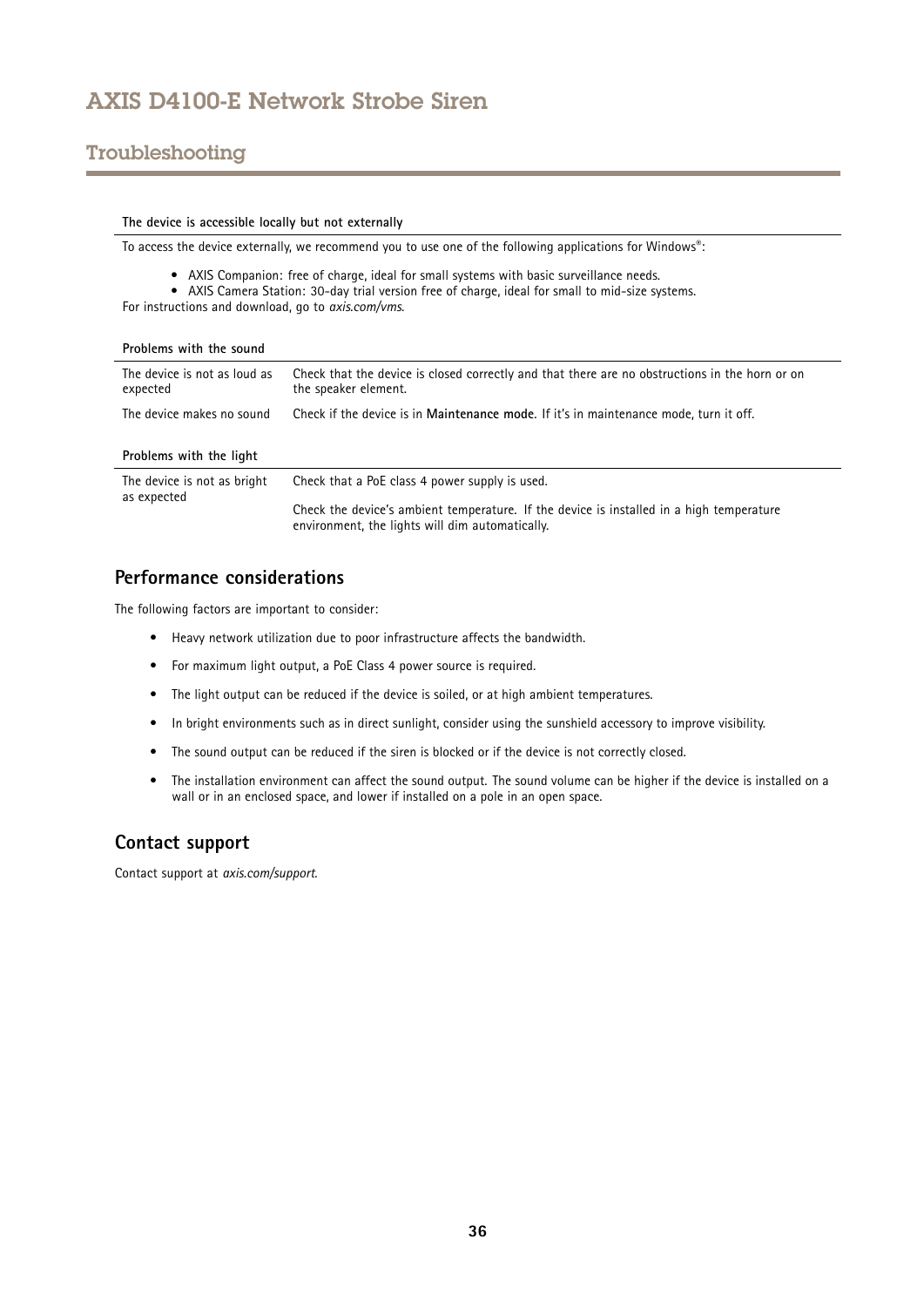## Troubleshooting

| The device is accessible locally but not externally |
|---|
| To access the device externally, we recommend you to use one of the following applications for Windows®:<br>• AXIS Companion: free of charge, ideal for small systems with basic surveillance needs.<br>• AXIS Camera Station: 30-day trial version free of charge, ideal for small to mid-size systems.<br>For instructions and download, go to *axis.com/vms*. |

| Problems with the sound | |
|---|---|
| The device is not as loud as expected | Check that the device is closed correctly and that there are no obstructions in the horn or on the speaker element. |
| The device makes no sound | Check if the device is in **Maintenance mode**. If it's in maintenance mode, turn it off. |

| Problems with the light | |
|---|---|
| The device is not as bright as expected | Check that a PoE class 4 power supply is used.<br><br>Check the device's ambient temperature. If the device is installed in a high temperature environment, the lights will dim automatically. |

## Performance considerations

The following factors are important to consider:

- Heavy network utilization due to poor infrastructure affects the bandwidth.
- For maximum light output, a PoE Class 4 power source is required.
- The light output can be reduced if the device is soiled, or at high ambient temperatures.
- In bright environments such as in direct sunlight, consider using the sunshield accessory to improve visibility.
- The sound output can be reduced if the siren is blocked or if the device is not correctly closed.
- The installation environment can affect the sound output. The sound volume can be higher if the device is installed on a wall or in an enclosed space, and lower if installed on a pole in an open space.

## Contact support

Contact support at *axis.com/support*.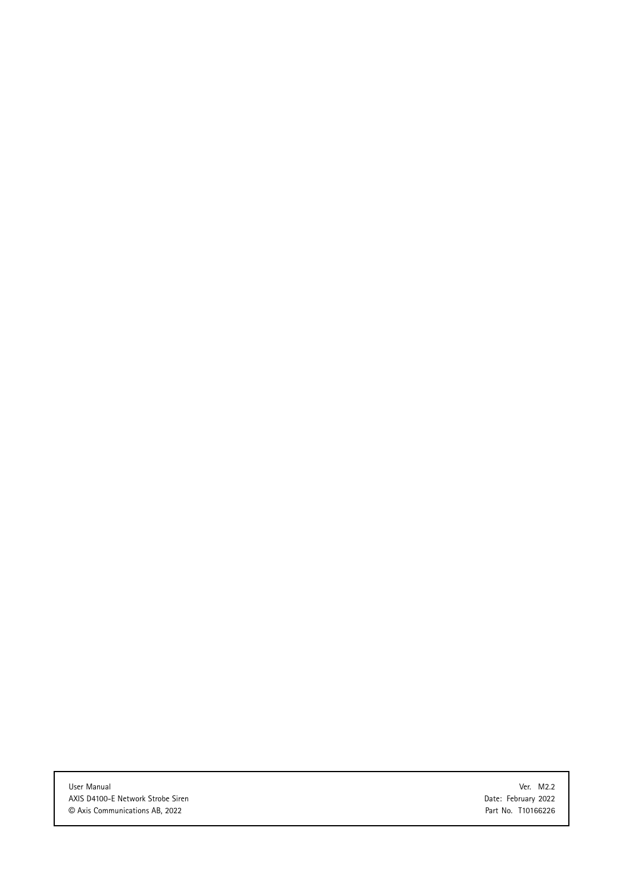User Manual
AXIS D4100-E Network Strobe Siren
© Axis Communications AB, 2022

Ver. M2.2
Date: February 2022
Part No. T10166226